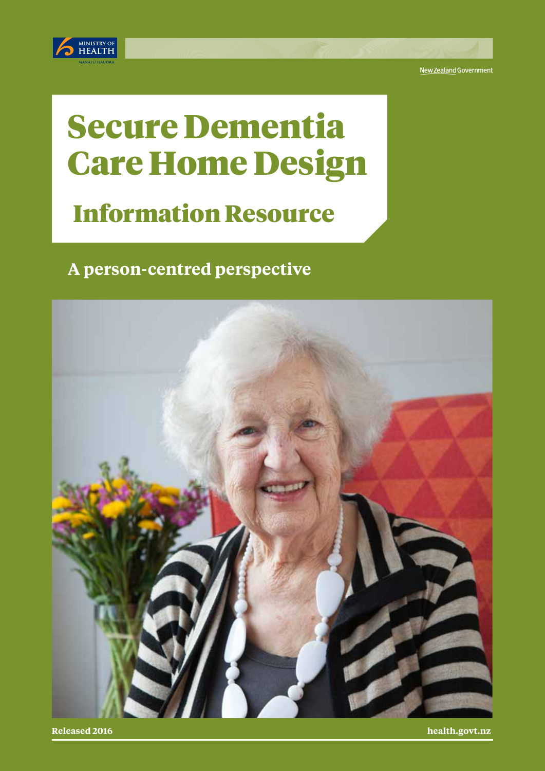MINISTRY OF HEALTH

MANATŪ HAUORA

New Zealand Government

# Secure Dementia Care Home Design

## Information Resource

### A person-centred perspective

Released 2016

health.govt.nz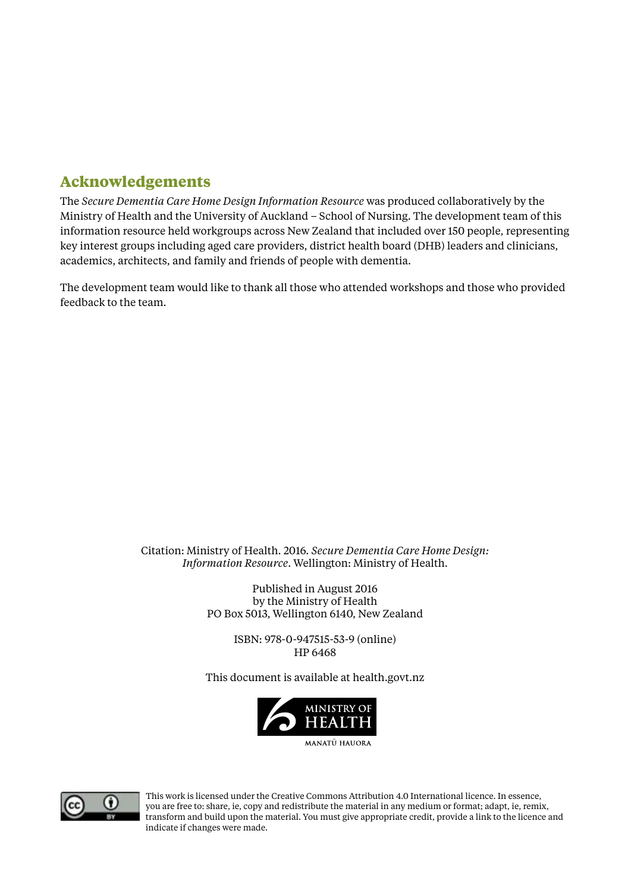## Acknowledgements

The *Secure Dementia Care Home Design Information Resource* was produced collaboratively by the Ministry of Health and the University of Auckland – School of Nursing. The development team of this information resource held workgroups across New Zealand that included over 150 people, representing key interest groups including aged care providers, district health board (DHB) leaders and clinicians, academics, architects, and family and friends of people with dementia.

The development team would like to thank all those who attended workshops and those who provided feedback to the team.

Citation: Ministry of Health. 2016. *Secure Dementia Care Home Design: Information Resource*. Wellington: Ministry of Health.

Published in August 2016
by the Ministry of Health
PO Box 5013, Wellington 6140, New Zealand

ISBN: 978-0-947515-53-9 (online)
HP 6468

This document is available at health.govt.nz

MINISTRY OF HEALTH
MANATŪ HAUORA

This work is licensed under the Creative Commons Attribution 4.0 International licence. In essence, you are free to: share, ie, copy and redistribute the material in any medium or format; adapt, ie, remix, transform and build upon the material. You must give appropriate credit, provide a link to the licence and indicate if changes were made.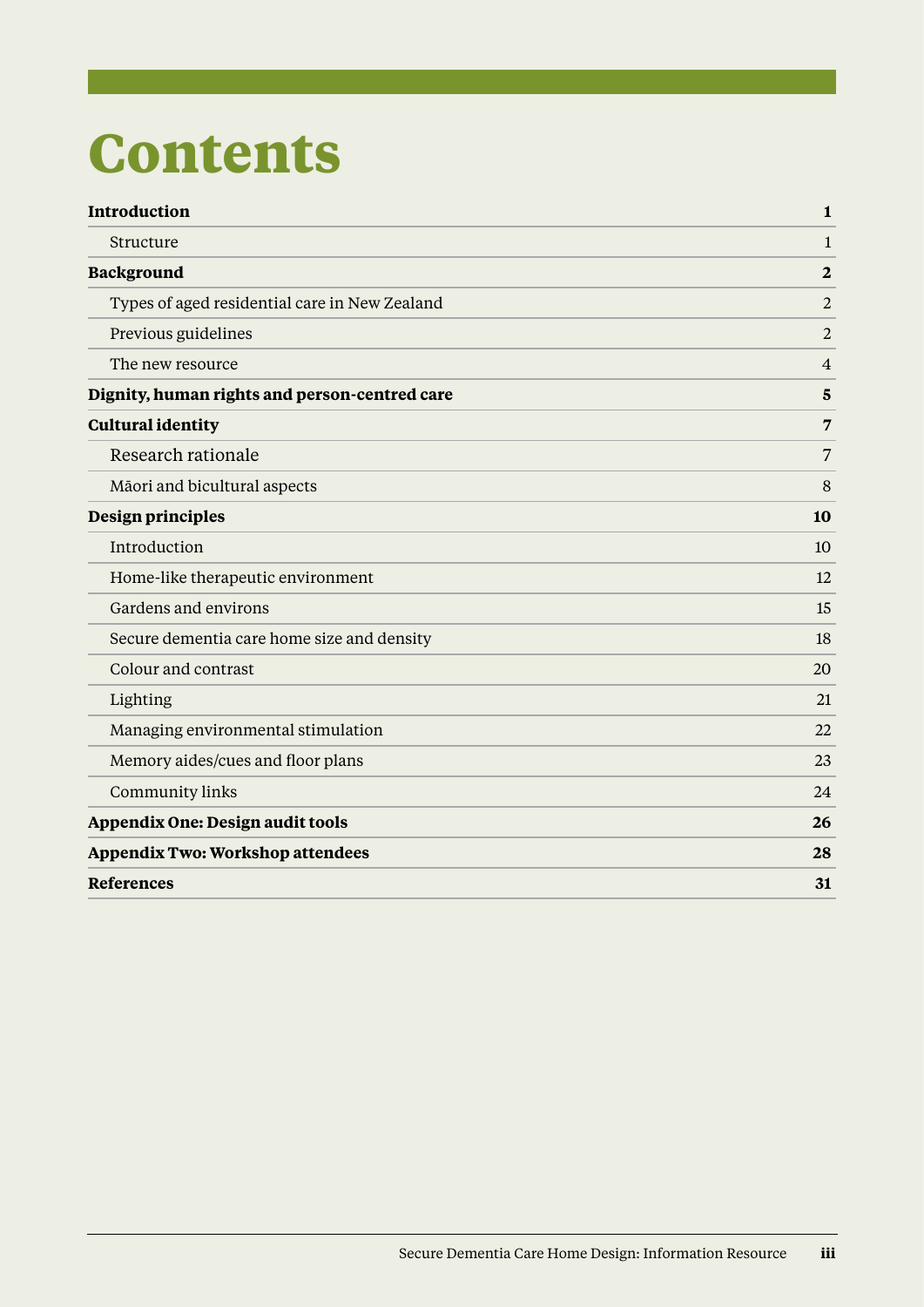# Contents

| | |
|---|---|
| **Introduction** | **1** |
| Structure | 1 |
| **Background** | **2** |
| Types of aged residential care in New Zealand | 2 |
| Previous guidelines | 2 |
| The new resource | 4 |
| **Dignity, human rights and person-centred care** | **5** |
| **Cultural identity** | **7** |
| Research rationale | 7 |
| Māori and bicultural aspects | 8 |
| **Design principles** | **10** |
| Introduction | 10 |
| Home-like therapeutic environment | 12 |
| Gardens and environs | 15 |
| Secure dementia care home size and density | 18 |
| Colour and contrast | 20 |
| Lighting | 21 |
| Managing environmental stimulation | 22 |
| Memory aides/cues and floor plans | 23 |
| Community links | 24 |
| **Appendix One: Design audit tools** | **26** |
| **Appendix Two: Workshop attendees** | **28** |
| **References** | **31** |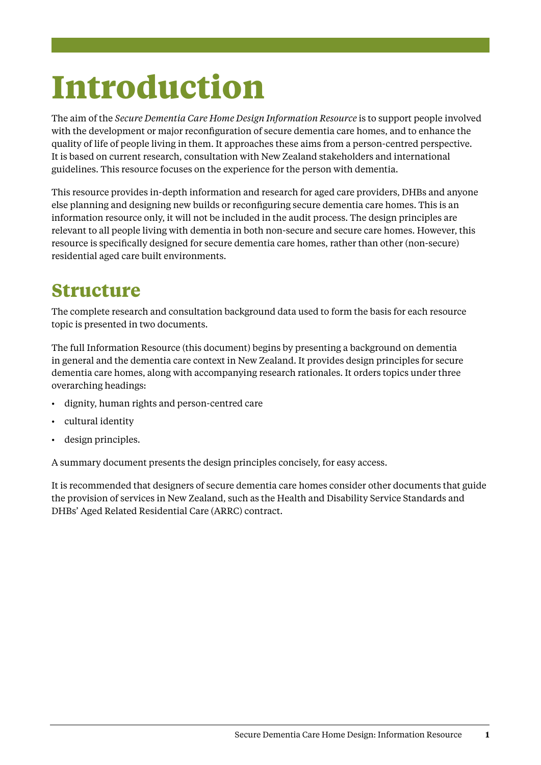# Introduction

The aim of the *Secure Dementia Care Home Design Information Resource* is to support people involved with the development or major reconfiguration of secure dementia care homes, and to enhance the quality of life of people living in them. It approaches these aims from a person-centred perspective. It is based on current research, consultation with New Zealand stakeholders and international guidelines. This resource focuses on the experience for the person with dementia.

This resource provides in-depth information and research for aged care providers, DHBs and anyone else planning and designing new builds or reconfiguring secure dementia care homes. This is an information resource only, it will not be included in the audit process. The design principles are relevant to all people living with dementia in both non-secure and secure care homes. However, this resource is specifically designed for secure dementia care homes, rather than other (non-secure) residential aged care built environments.

## Structure

The complete research and consultation background data used to form the basis for each resource topic is presented in two documents.

The full Information Resource (this document) begins by presenting a background on dementia in general and the dementia care context in New Zealand. It provides design principles for secure dementia care homes, along with accompanying research rationales. It orders topics under three overarching headings:

- dignity, human rights and person-centred care
- cultural identity
- design principles.

A summary document presents the design principles concisely, for easy access.

It is recommended that designers of secure dementia care homes consider other documents that guide the provision of services in New Zealand, such as the Health and Disability Service Standards and DHBs' Aged Related Residential Care (ARRC) contract.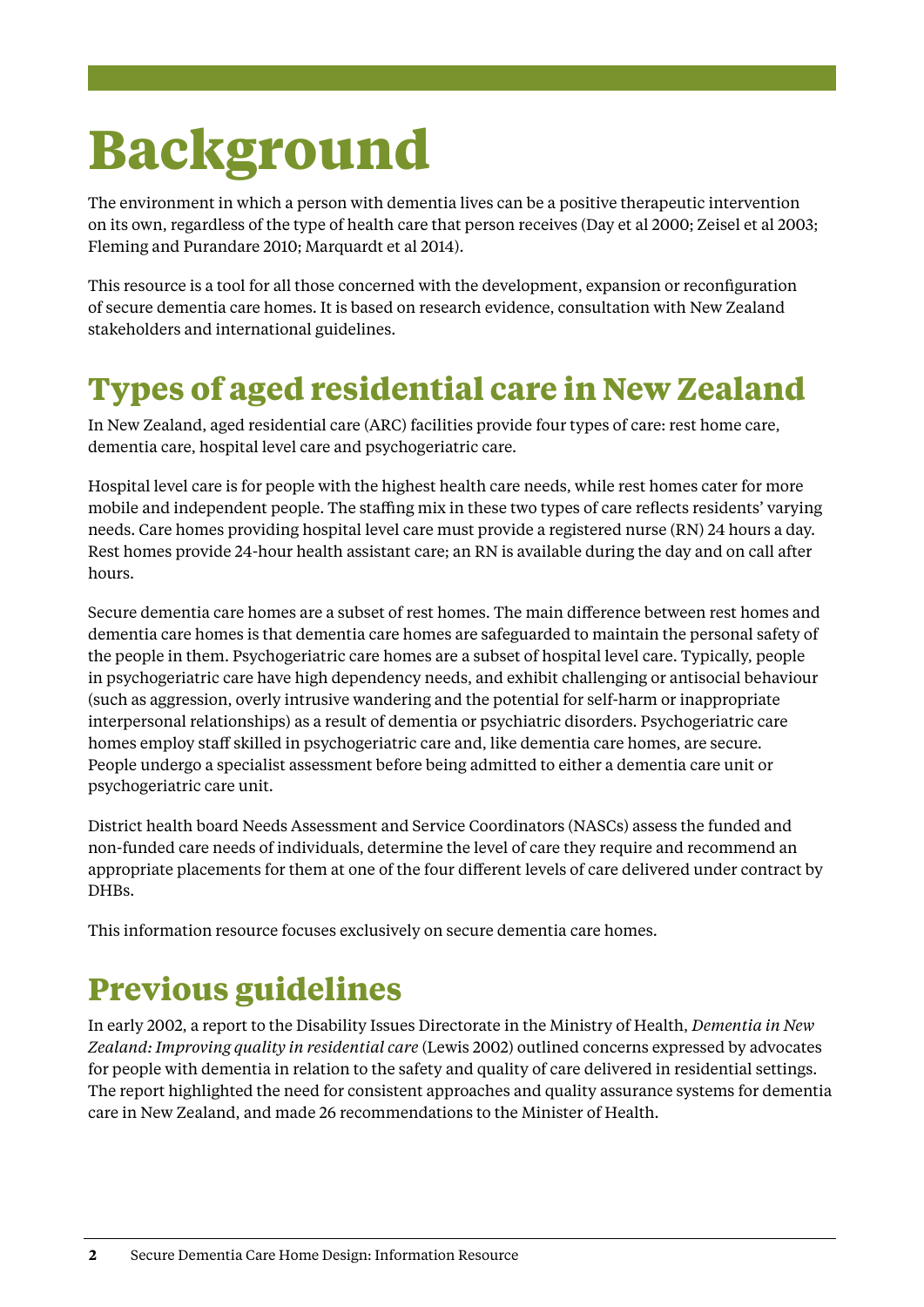# Background

The environment in which a person with dementia lives can be a positive therapeutic intervention on its own, regardless of the type of health care that person receives (Day et al 2000; Zeisel et al 2003; Fleming and Purandare 2010; Marquardt et al 2014).

This resource is a tool for all those concerned with the development, expansion or reconfiguration of secure dementia care homes. It is based on research evidence, consultation with New Zealand stakeholders and international guidelines.

## Types of aged residential care in New Zealand

In New Zealand, aged residential care (ARC) facilities provide four types of care: rest home care, dementia care, hospital level care and psychogeriatric care.

Hospital level care is for people with the highest health care needs, while rest homes cater for more mobile and independent people. The staffing mix in these two types of care reflects residents' varying needs. Care homes providing hospital level care must provide a registered nurse (RN) 24 hours a day. Rest homes provide 24-hour health assistant care; an RN is available during the day and on call after hours.

Secure dementia care homes are a subset of rest homes. The main difference between rest homes and dementia care homes is that dementia care homes are safeguarded to maintain the personal safety of the people in them. Psychogeriatric care homes are a subset of hospital level care. Typically, people in psychogeriatric care have high dependency needs, and exhibit challenging or antisocial behaviour (such as aggression, overly intrusive wandering and the potential for self-harm or inappropriate interpersonal relationships) as a result of dementia or psychiatric disorders. Psychogeriatric care homes employ staff skilled in psychogeriatric care and, like dementia care homes, are secure. People undergo a specialist assessment before being admitted to either a dementia care unit or psychogeriatric care unit.

District health board Needs Assessment and Service Coordinators (NASCs) assess the funded and non-funded care needs of individuals, determine the level of care they require and recommend an appropriate placements for them at one of the four different levels of care delivered under contract by DHBs.

This information resource focuses exclusively on secure dementia care homes.

## Previous guidelines

In early 2002, a report to the Disability Issues Directorate in the Ministry of Health, *Dementia in New Zealand: Improving quality in residential care* (Lewis 2002) outlined concerns expressed by advocates for people with dementia in relation to the safety and quality of care delivered in residential settings. The report highlighted the need for consistent approaches and quality assurance systems for dementia care in New Zealand, and made 26 recommendations to the Minister of Health.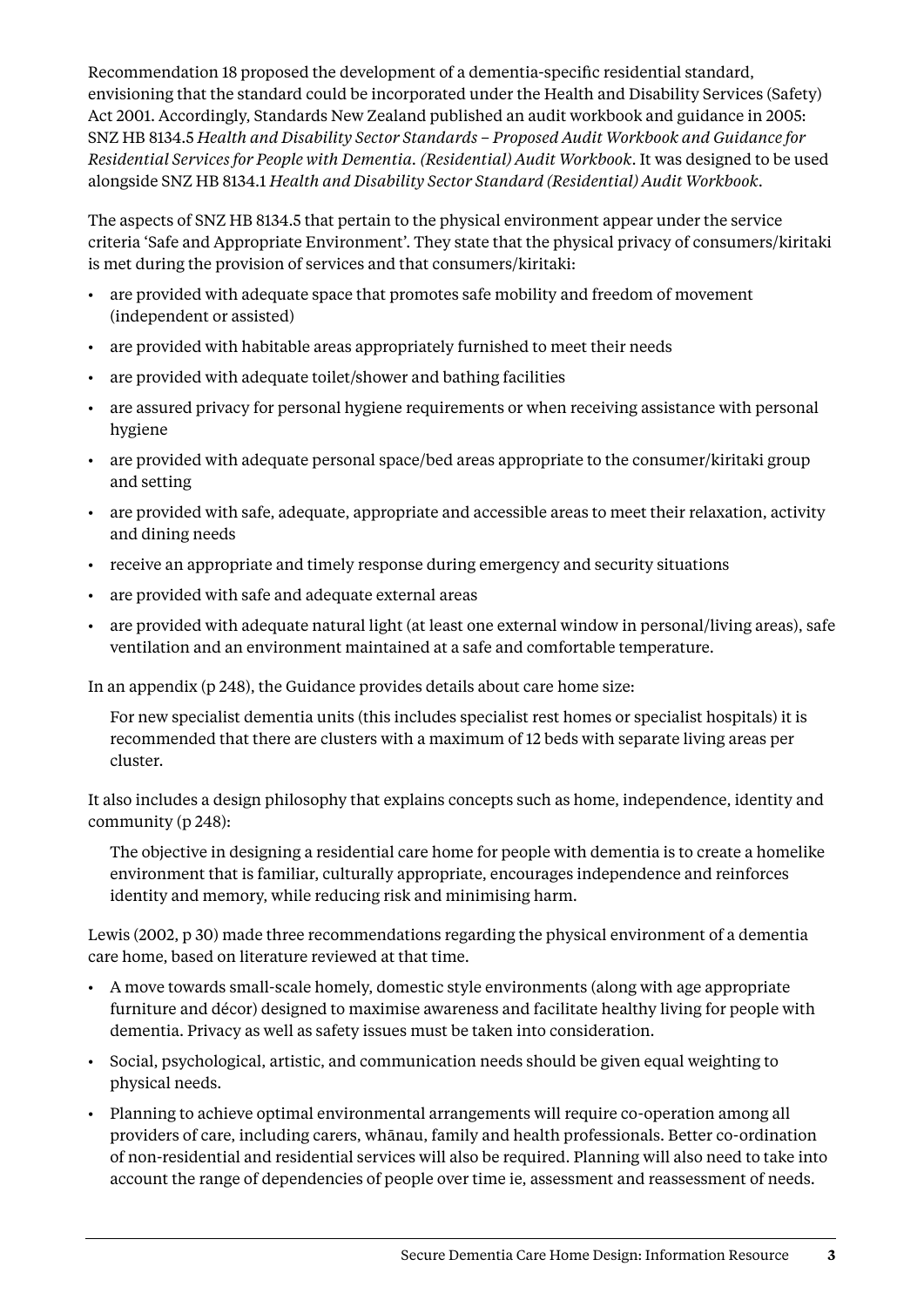Recommendation 18 proposed the development of a dementia-specific residential standard, envisioning that the standard could be incorporated under the Health and Disability Services (Safety) Act 2001. Accordingly, Standards New Zealand published an audit workbook and guidance in 2005: SNZ HB 8134.5 *Health and Disability Sector Standards – Proposed Audit Workbook and Guidance for Residential Services for People with Dementia. (Residential) Audit Workbook*. It was designed to be used alongside SNZ HB 8134.1 *Health and Disability Sector Standard (Residential) Audit Workbook*.

The aspects of SNZ HB 8134.5 that pertain to the physical environment appear under the service criteria 'Safe and Appropriate Environment'. They state that the physical privacy of consumers/kiritaki is met during the provision of services and that consumers/kiritaki:

- are provided with adequate space that promotes safe mobility and freedom of movement (independent or assisted)
- are provided with habitable areas appropriately furnished to meet their needs
- are provided with adequate toilet/shower and bathing facilities
- are assured privacy for personal hygiene requirements or when receiving assistance with personal hygiene
- are provided with adequate personal space/bed areas appropriate to the consumer/kiritaki group and setting
- are provided with safe, adequate, appropriate and accessible areas to meet their relaxation, activity and dining needs
- receive an appropriate and timely response during emergency and security situations
- are provided with safe and adequate external areas
- are provided with adequate natural light (at least one external window in personal/living areas), safe ventilation and an environment maintained at a safe and comfortable temperature.

In an appendix (p 248), the Guidance provides details about care home size:

> For new specialist dementia units (this includes specialist rest homes or specialist hospitals) it is recommended that there are clusters with a maximum of 12 beds with separate living areas per cluster.

It also includes a design philosophy that explains concepts such as home, independence, identity and community (p 248):

> The objective in designing a residential care home for people with dementia is to create a homelike environment that is familiar, culturally appropriate, encourages independence and reinforces identity and memory, while reducing risk and minimising harm.

Lewis (2002, p 30) made three recommendations regarding the physical environment of a dementia care home, based on literature reviewed at that time.

- A move towards small-scale homely, domestic style environments (along with age appropriate furniture and décor) designed to maximise awareness and facilitate healthy living for people with dementia. Privacy as well as safety issues must be taken into consideration.
- Social, psychological, artistic, and communication needs should be given equal weighting to physical needs.
- Planning to achieve optimal environmental arrangements will require co-operation among all providers of care, including carers, whānau, family and health professionals. Better co-ordination of non-residential and residential services will also be required. Planning will also need to take into account the range of dependencies of people over time ie, assessment and reassessment of needs.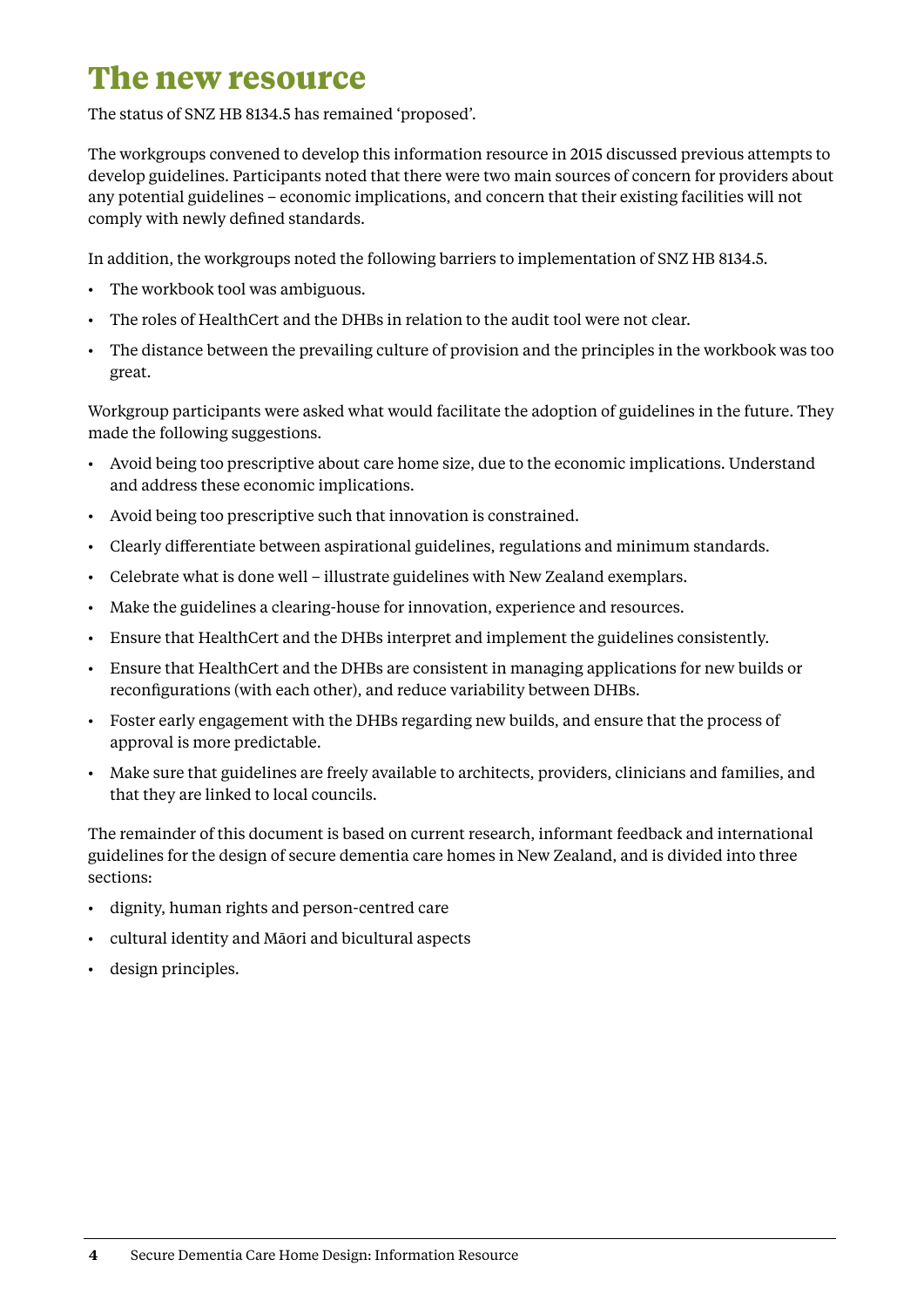# The new resource

The status of SNZ HB 8134.5 has remained 'proposed'.

The workgroups convened to develop this information resource in 2015 discussed previous attempts to develop guidelines. Participants noted that there were two main sources of concern for providers about any potential guidelines – economic implications, and concern that their existing facilities will not comply with newly defined standards.

In addition, the workgroups noted the following barriers to implementation of SNZ HB 8134.5.

- The workbook tool was ambiguous.
- The roles of HealthCert and the DHBs in relation to the audit tool were not clear.
- The distance between the prevailing culture of provision and the principles in the workbook was too great.

Workgroup participants were asked what would facilitate the adoption of guidelines in the future. They made the following suggestions.

- Avoid being too prescriptive about care home size, due to the economic implications. Understand and address these economic implications.
- Avoid being too prescriptive such that innovation is constrained.
- Clearly differentiate between aspirational guidelines, regulations and minimum standards.
- Celebrate what is done well – illustrate guidelines with New Zealand exemplars.
- Make the guidelines a clearing-house for innovation, experience and resources.
- Ensure that HealthCert and the DHBs interpret and implement the guidelines consistently.
- Ensure that HealthCert and the DHBs are consistent in managing applications for new builds or reconfigurations (with each other), and reduce variability between DHBs.
- Foster early engagement with the DHBs regarding new builds, and ensure that the process of approval is more predictable.
- Make sure that guidelines are freely available to architects, providers, clinicians and families, and that they are linked to local councils.

The remainder of this document is based on current research, informant feedback and international guidelines for the design of secure dementia care homes in New Zealand, and is divided into three sections:

- dignity, human rights and person-centred care
- cultural identity and Māori and bicultural aspects
- design principles.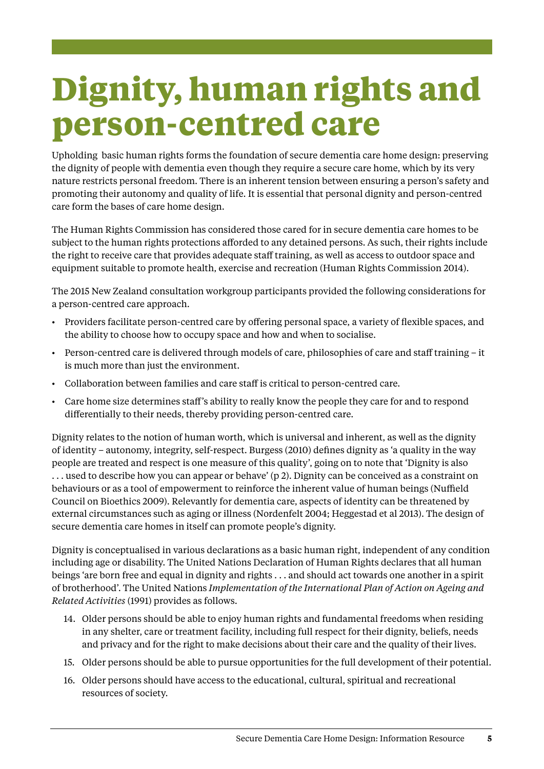# Dignity, human rights and person-centred care

Upholding basic human rights forms the foundation of secure dementia care home design: preserving the dignity of people with dementia even though they require a secure care home, which by its very nature restricts personal freedom. There is an inherent tension between ensuring a person's safety and promoting their autonomy and quality of life. It is essential that personal dignity and person-centred care form the bases of care home design.

The Human Rights Commission has considered those cared for in secure dementia care homes to be subject to the human rights protections afforded to any detained persons. As such, their rights include the right to receive care that provides adequate staff training, as well as access to outdoor space and equipment suitable to promote health, exercise and recreation (Human Rights Commission 2014).

The 2015 New Zealand consultation workgroup participants provided the following considerations for a person-centred care approach.

- Providers facilitate person-centred care by offering personal space, a variety of flexible spaces, and the ability to choose how to occupy space and how and when to socialise.
- Person-centred care is delivered through models of care, philosophies of care and staff training – it is much more than just the environment.
- Collaboration between families and care staff is critical to person-centred care.
- Care home size determines staff's ability to really know the people they care for and to respond differentially to their needs, thereby providing person-centred care.

Dignity relates to the notion of human worth, which is universal and inherent, as well as the dignity of identity – autonomy, integrity, self-respect. Burgess (2010) defines dignity as 'a quality in the way people are treated and respect is one measure of this quality', going on to note that 'Dignity is also . . . used to describe how you can appear or behave' (p 2). Dignity can be conceived as a constraint on behaviours or as a tool of empowerment to reinforce the inherent value of human beings (Nuffield Council on Bioethics 2009). Relevantly for dementia care, aspects of identity can be threatened by external circumstances such as aging or illness (Nordenfelt 2004; Heggestad et al 2013). The design of secure dementia care homes in itself can promote people's dignity.

Dignity is conceptualised in various declarations as a basic human right, independent of any condition including age or disability. The United Nations Declaration of Human Rights declares that all human beings 'are born free and equal in dignity and rights . . . and should act towards one another in a spirit of brotherhood'. The United Nations *Implementation of the International Plan of Action on Ageing and Related Activities* (1991) provides as follows.

14. Older persons should be able to enjoy human rights and fundamental freedoms when residing in any shelter, care or treatment facility, including full respect for their dignity, beliefs, needs and privacy and for the right to make decisions about their care and the quality of their lives.
15. Older persons should be able to pursue opportunities for the full development of their potential.
16. Older persons should have access to the educational, cultural, spiritual and recreational resources of society.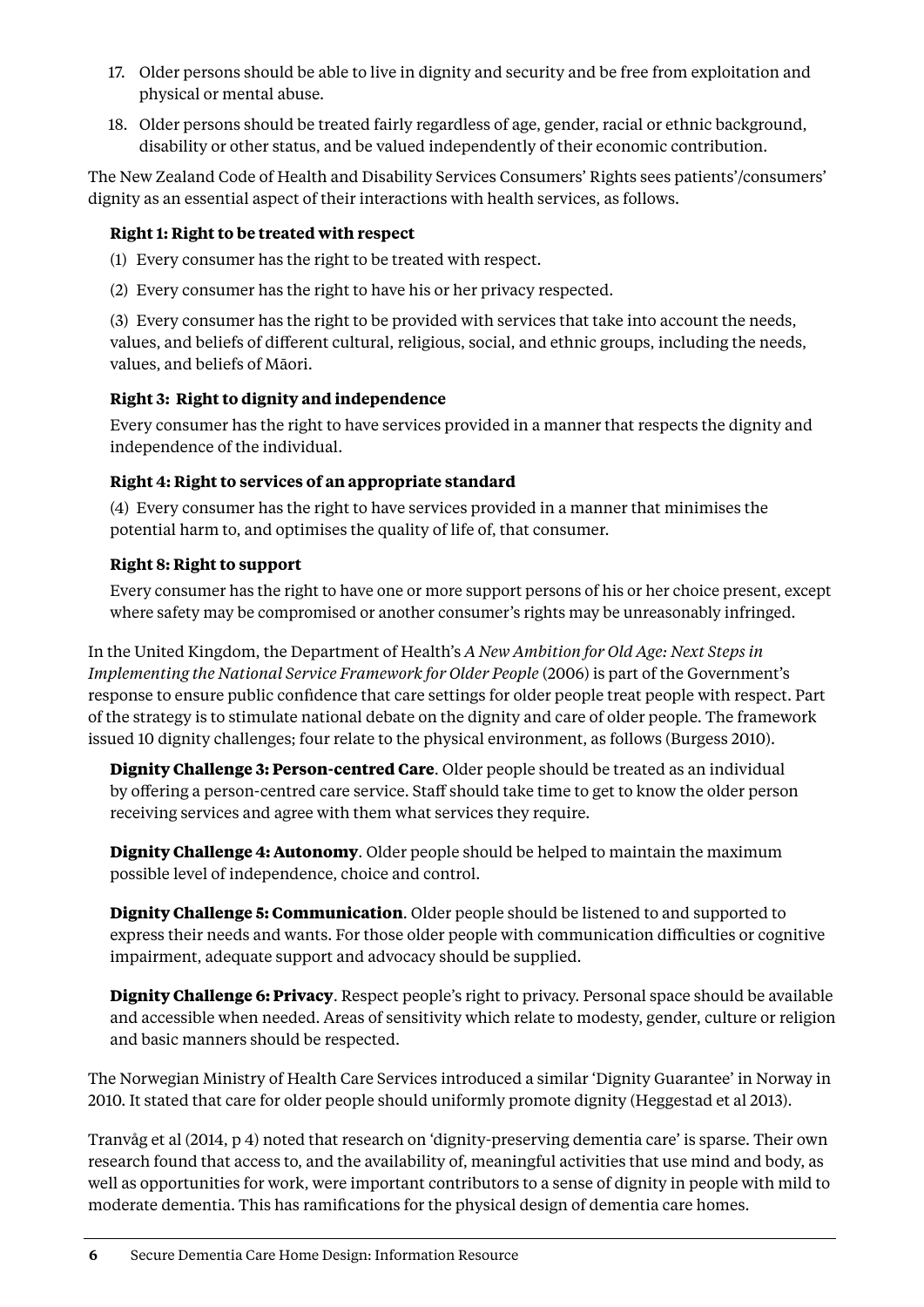17. Older persons should be able to live in dignity and security and be free from exploitation and physical or mental abuse.
18. Older persons should be treated fairly regardless of age, gender, racial or ethnic background, disability or other status, and be valued independently of their economic contribution.

The New Zealand Code of Health and Disability Services Consumers' Rights sees patients'/consumers' dignity as an essential aspect of their interactions with health services, as follows.

> **Right 1: Right to be treated with respect**
>
> (1) Every consumer has the right to be treated with respect.
>
> (2) Every consumer has the right to have his or her privacy respected.
>
> (3) Every consumer has the right to be provided with services that take into account the needs, values, and beliefs of different cultural, religious, social, and ethnic groups, including the needs, values, and beliefs of Māori.
>
> **Right 3: Right to dignity and independence**
>
> Every consumer has the right to have services provided in a manner that respects the dignity and independence of the individual.
>
> **Right 4: Right to services of an appropriate standard**
>
> (4) Every consumer has the right to have services provided in a manner that minimises the potential harm to, and optimises the quality of life of, that consumer.
>
> **Right 8: Right to support**
>
> Every consumer has the right to have one or more support persons of his or her choice present, except where safety may be compromised or another consumer's rights may be unreasonably infringed.

In the United Kingdom, the Department of Health's *A New Ambition for Old Age: Next Steps in Implementing the National Service Framework for Older People* (2006) is part of the Government's response to ensure public confidence that care settings for older people treat people with respect. Part of the strategy is to stimulate national debate on the dignity and care of older people. The framework issued 10 dignity challenges; four relate to the physical environment, as follows (Burgess 2010).

> **Dignity Challenge 3: Person-centred Care**. Older people should be treated as an individual by offering a person-centred care service. Staff should take time to get to know the older person receiving services and agree with them what services they require.
>
> **Dignity Challenge 4: Autonomy**. Older people should be helped to maintain the maximum possible level of independence, choice and control.
>
> **Dignity Challenge 5: Communication**. Older people should be listened to and supported to express their needs and wants. For those older people with communication difficulties or cognitive impairment, adequate support and advocacy should be supplied.
>
> **Dignity Challenge 6: Privacy**. Respect people's right to privacy. Personal space should be available and accessible when needed. Areas of sensitivity which relate to modesty, gender, culture or religion and basic manners should be respected.

The Norwegian Ministry of Health Care Services introduced a similar 'Dignity Guarantee' in Norway in 2010. It stated that care for older people should uniformly promote dignity (Heggestad et al 2013).

Tranvåg et al (2014, p 4) noted that research on 'dignity-preserving dementia care' is sparse. Their own research found that access to, and the availability of, meaningful activities that use mind and body, as well as opportunities for work, were important contributors to a sense of dignity in people with mild to moderate dementia. This has ramifications for the physical design of dementia care homes.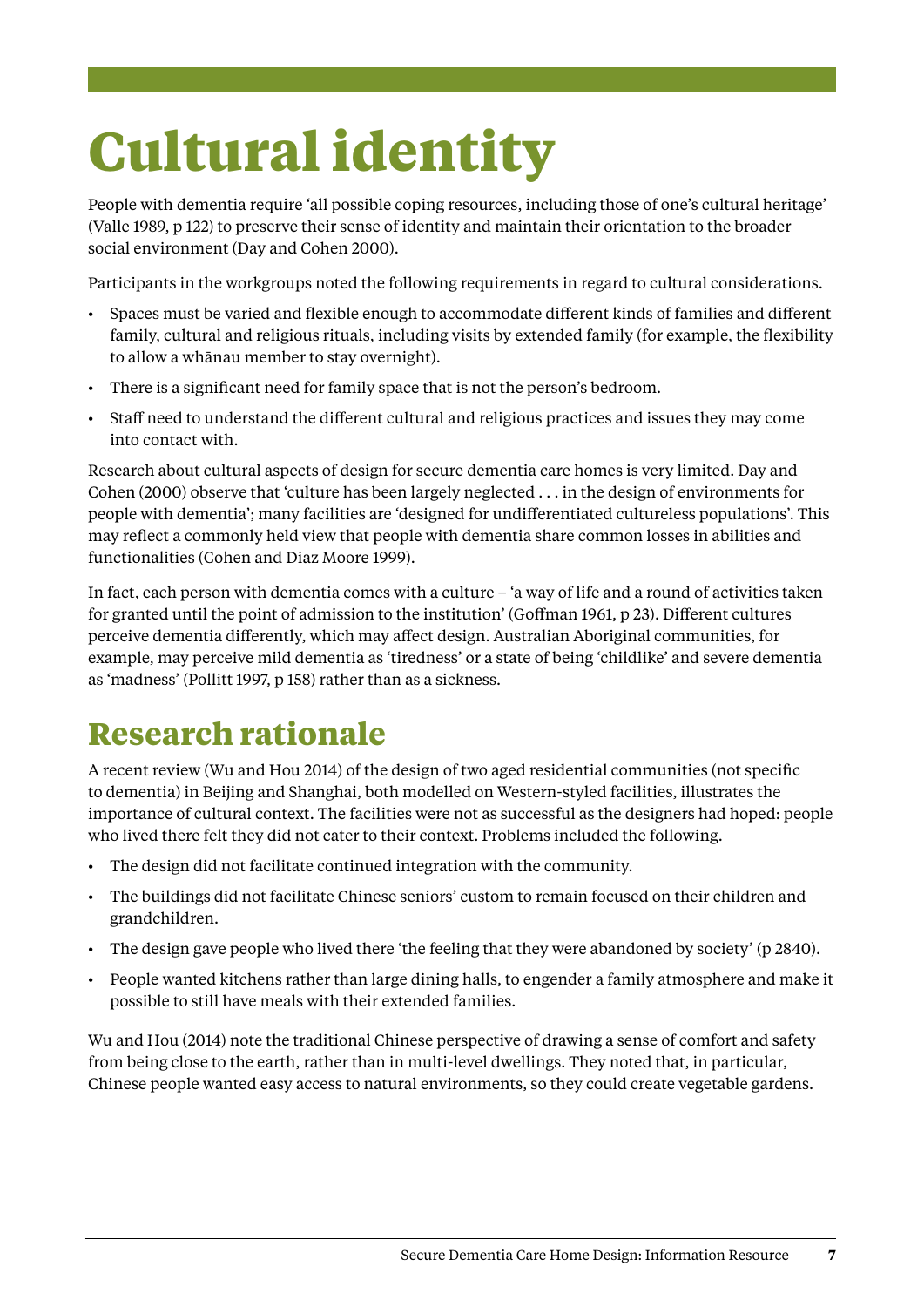# Cultural identity

People with dementia require 'all possible coping resources, including those of one's cultural heritage' (Valle 1989, p 122) to preserve their sense of identity and maintain their orientation to the broader social environment (Day and Cohen 2000).

Participants in the workgroups noted the following requirements in regard to cultural considerations.

- Spaces must be varied and flexible enough to accommodate different kinds of families and different family, cultural and religious rituals, including visits by extended family (for example, the flexibility to allow a whānau member to stay overnight).
- There is a significant need for family space that is not the person's bedroom.
- Staff need to understand the different cultural and religious practices and issues they may come into contact with.

Research about cultural aspects of design for secure dementia care homes is very limited. Day and Cohen (2000) observe that 'culture has been largely neglected . . . in the design of environments for people with dementia'; many facilities are 'designed for undifferentiated cultureless populations'. This may reflect a commonly held view that people with dementia share common losses in abilities and functionalities (Cohen and Diaz Moore 1999).

In fact, each person with dementia comes with a culture – 'a way of life and a round of activities taken for granted until the point of admission to the institution' (Goffman 1961, p 23). Different cultures perceive dementia differently, which may affect design. Australian Aboriginal communities, for example, may perceive mild dementia as 'tiredness' or a state of being 'childlike' and severe dementia as 'madness' (Pollitt 1997, p 158) rather than as a sickness.

## Research rationale

A recent review (Wu and Hou 2014) of the design of two aged residential communities (not specific to dementia) in Beijing and Shanghai, both modelled on Western-styled facilities, illustrates the importance of cultural context. The facilities were not as successful as the designers had hoped: people who lived there felt they did not cater to their context. Problems included the following.

- The design did not facilitate continued integration with the community.
- The buildings did not facilitate Chinese seniors' custom to remain focused on their children and grandchildren.
- The design gave people who lived there 'the feeling that they were abandoned by society' (p 2840).
- People wanted kitchens rather than large dining halls, to engender a family atmosphere and make it possible to still have meals with their extended families.

Wu and Hou (2014) note the traditional Chinese perspective of drawing a sense of comfort and safety from being close to the earth, rather than in multi-level dwellings. They noted that, in particular, Chinese people wanted easy access to natural environments, so they could create vegetable gardens.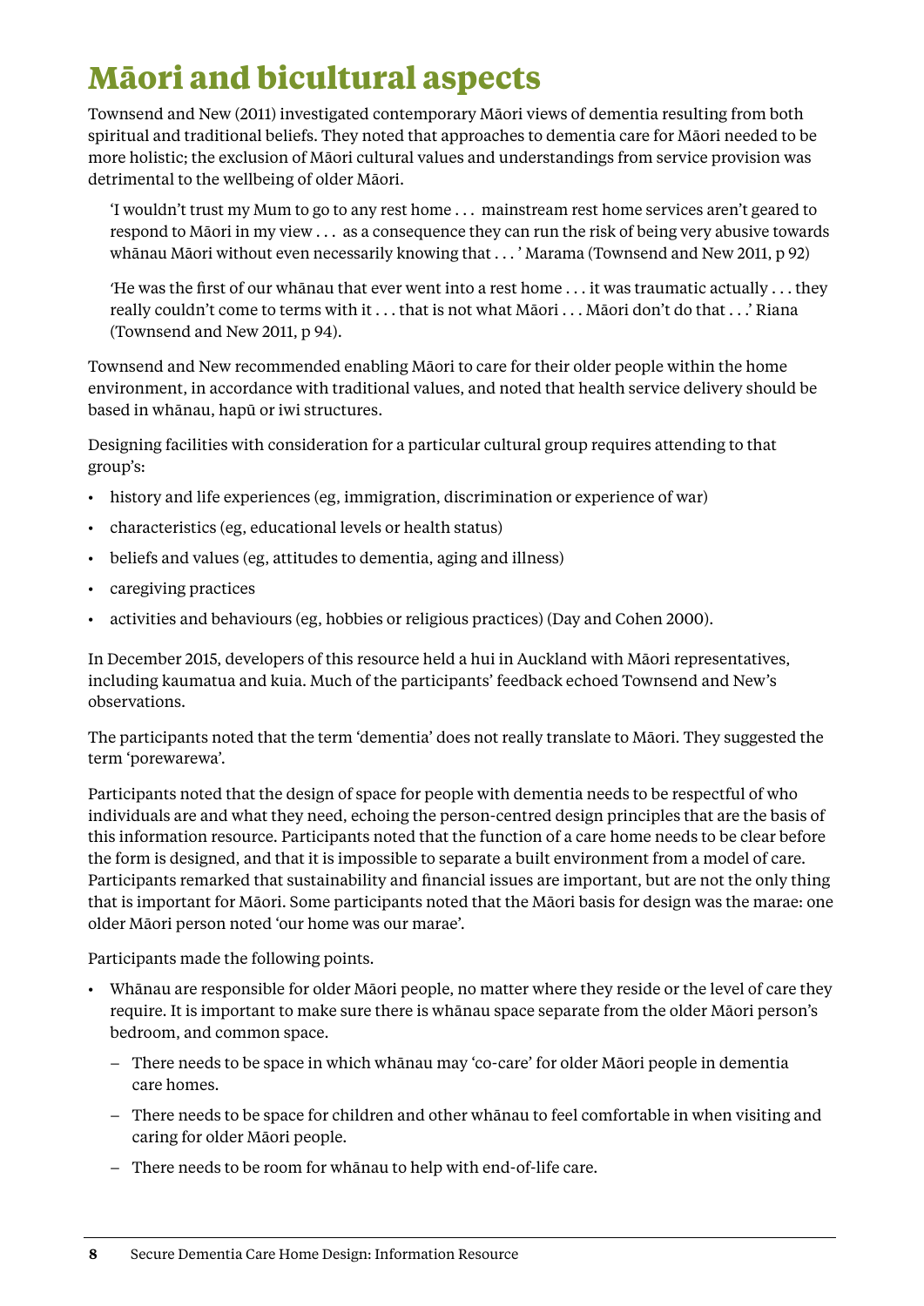# Māori and bicultural aspects

Townsend and New (2011) investigated contemporary Māori views of dementia resulting from both spiritual and traditional beliefs. They noted that approaches to dementia care for Māori needed to be more holistic; the exclusion of Māori cultural values and understandings from service provision was detrimental to the wellbeing of older Māori.

> 'I wouldn't trust my Mum to go to any rest home . . . mainstream rest home services aren't geared to respond to Māori in my view . . . as a consequence they can run the risk of being very abusive towards whānau Māori without even necessarily knowing that . . . ' Marama (Townsend and New 2011, p 92)

> 'He was the first of our whānau that ever went into a rest home . . . it was traumatic actually . . . they really couldn't come to terms with it . . . that is not what Māori . . . Māori don't do that . . .' Riana (Townsend and New 2011, p 94).

Townsend and New recommended enabling Māori to care for their older people within the home environment, in accordance with traditional values, and noted that health service delivery should be based in whānau, hapū or iwi structures.

Designing facilities with consideration for a particular cultural group requires attending to that group's:

- history and life experiences (eg, immigration, discrimination or experience of war)
- characteristics (eg, educational levels or health status)
- beliefs and values (eg, attitudes to dementia, aging and illness)
- caregiving practices
- activities and behaviours (eg, hobbies or religious practices) (Day and Cohen 2000).

In December 2015, developers of this resource held a hui in Auckland with Māori representatives, including kaumatua and kuia. Much of the participants' feedback echoed Townsend and New's observations.

The participants noted that the term 'dementia' does not really translate to Māori. They suggested the term 'porewarewa'.

Participants noted that the design of space for people with dementia needs to be respectful of who individuals are and what they need, echoing the person-centred design principles that are the basis of this information resource. Participants noted that the function of a care home needs to be clear before the form is designed, and that it is impossible to separate a built environment from a model of care. Participants remarked that sustainability and financial issues are important, but are not the only thing that is important for Māori. Some participants noted that the Māori basis for design was the marae: one older Māori person noted 'our home was our marae'.

Participants made the following points.

- Whānau are responsible for older Māori people, no matter where they reside or the level of care they require. It is important to make sure there is whānau space separate from the older Māori person's bedroom, and common space.
  - There needs to be space in which whānau may 'co-care' for older Māori people in dementia care homes.
  - There needs to be space for children and other whānau to feel comfortable in when visiting and caring for older Māori people.
  - There needs to be room for whānau to help with end-of-life care.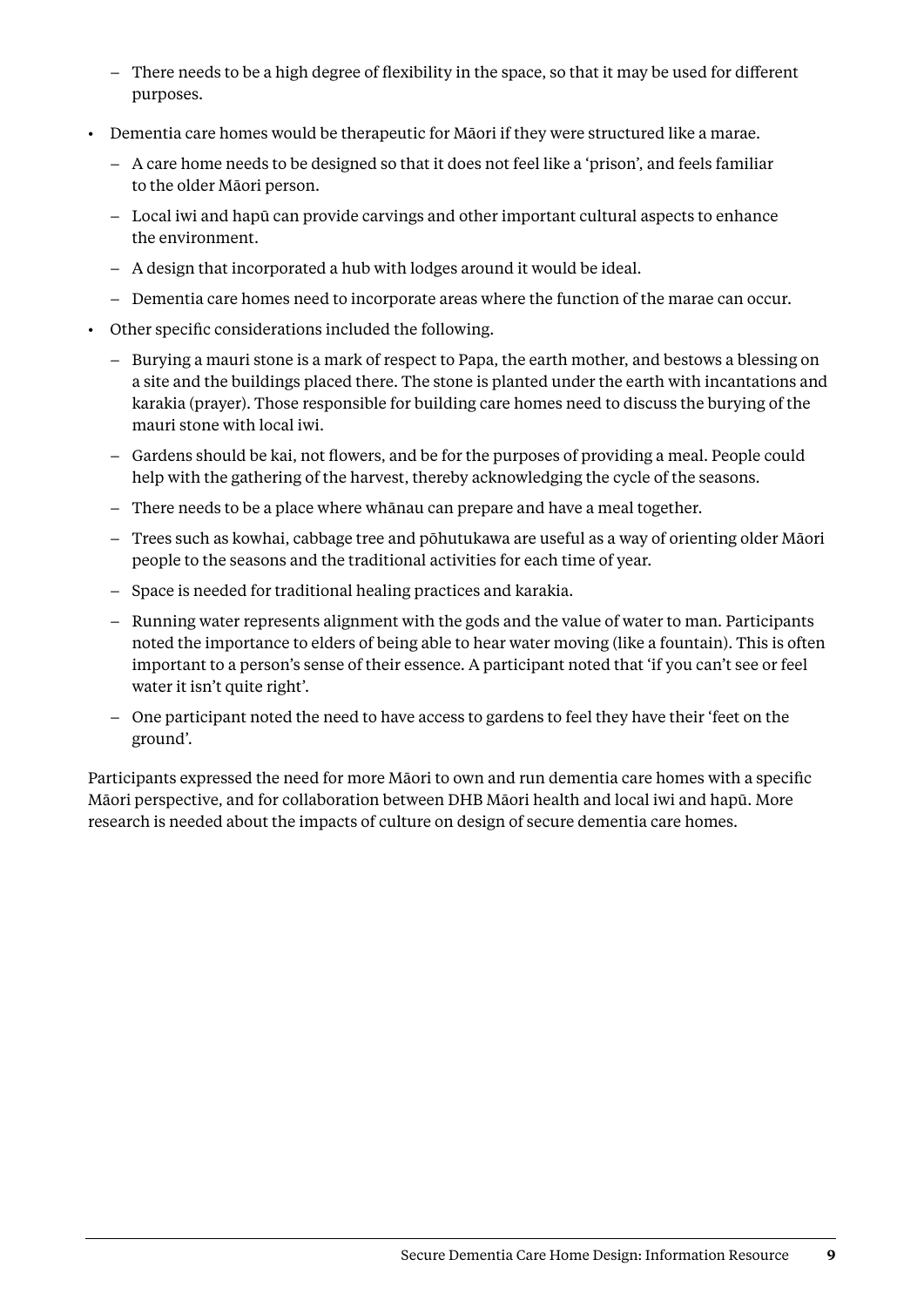- There needs to be a high degree of flexibility in the space, so that it may be used for different purposes.

- Dementia care homes would be therapeutic for Māori if they were structured like a marae.
  - A care home needs to be designed so that it does not feel like a 'prison', and feels familiar to the older Māori person.
  - Local iwi and hapū can provide carvings and other important cultural aspects to enhance the environment.
  - A design that incorporated a hub with lodges around it would be ideal.
  - Dementia care homes need to incorporate areas where the function of the marae can occur.
- Other specific considerations included the following.
  - Burying a mauri stone is a mark of respect to Papa, the earth mother, and bestows a blessing on a site and the buildings placed there. The stone is planted under the earth with incantations and karakia (prayer). Those responsible for building care homes need to discuss the burying of the mauri stone with local iwi.
  - Gardens should be kai, not flowers, and be for the purposes of providing a meal. People could help with the gathering of the harvest, thereby acknowledging the cycle of the seasons.
  - There needs to be a place where whānau can prepare and have a meal together.
  - Trees such as kowhai, cabbage tree and pōhutukawa are useful as a way of orienting older Māori people to the seasons and the traditional activities for each time of year.
  - Space is needed for traditional healing practices and karakia.
  - Running water represents alignment with the gods and the value of water to man. Participants noted the importance to elders of being able to hear water moving (like a fountain). This is often important to a person's sense of their essence. A participant noted that 'if you can't see or feel water it isn't quite right'.
  - One participant noted the need to have access to gardens to feel they have their 'feet on the ground'.

Participants expressed the need for more Māori to own and run dementia care homes with a specific Māori perspective, and for collaboration between DHB Māori health and local iwi and hapū. More research is needed about the impacts of culture on design of secure dementia care homes.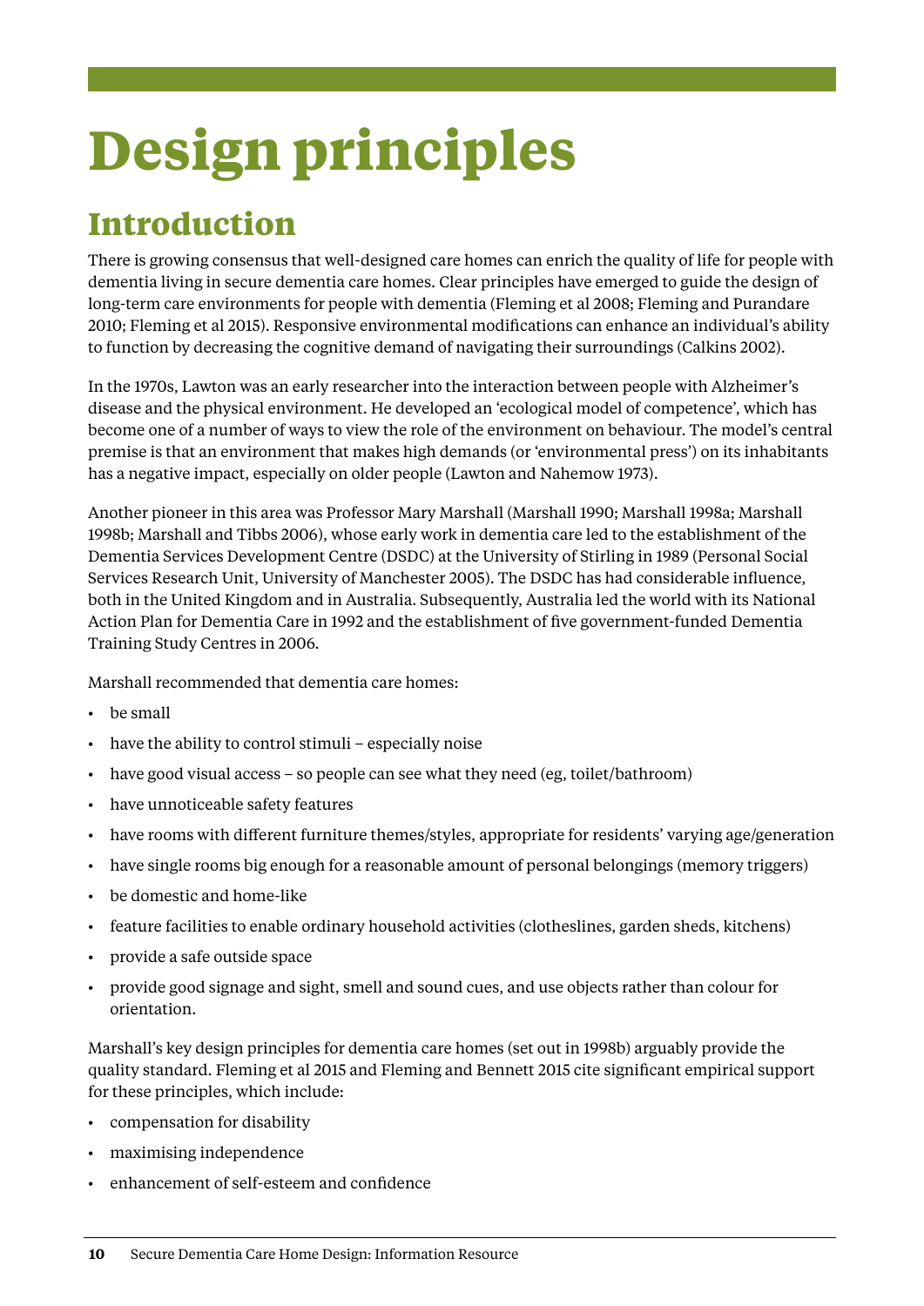# Design principles

## Introduction

There is growing consensus that well-designed care homes can enrich the quality of life for people with dementia living in secure dementia care homes. Clear principles have emerged to guide the design of long-term care environments for people with dementia (Fleming et al 2008; Fleming and Purandare 2010; Fleming et al 2015). Responsive environmental modifications can enhance an individual's ability to function by decreasing the cognitive demand of navigating their surroundings (Calkins 2002).

In the 1970s, Lawton was an early researcher into the interaction between people with Alzheimer's disease and the physical environment. He developed an 'ecological model of competence', which has become one of a number of ways to view the role of the environment on behaviour. The model's central premise is that an environment that makes high demands (or 'environmental press') on its inhabitants has a negative impact, especially on older people (Lawton and Nahemow 1973).

Another pioneer in this area was Professor Mary Marshall (Marshall 1990; Marshall 1998a; Marshall 1998b; Marshall and Tibbs 2006), whose early work in dementia care led to the establishment of the Dementia Services Development Centre (DSDC) at the University of Stirling in 1989 (Personal Social Services Research Unit, University of Manchester 2005). The DSDC has had considerable influence, both in the United Kingdom and in Australia. Subsequently, Australia led the world with its National Action Plan for Dementia Care in 1992 and the establishment of five government-funded Dementia Training Study Centres in 2006.

Marshall recommended that dementia care homes:

- be small
- have the ability to control stimuli – especially noise
- have good visual access – so people can see what they need (eg, toilet/bathroom)
- have unnoticeable safety features
- have rooms with different furniture themes/styles, appropriate for residents' varying age/generation
- have single rooms big enough for a reasonable amount of personal belongings (memory triggers)
- be domestic and home-like
- feature facilities to enable ordinary household activities (clotheslines, garden sheds, kitchens)
- provide a safe outside space
- provide good signage and sight, smell and sound cues, and use objects rather than colour for orientation.

Marshall's key design principles for dementia care homes (set out in 1998b) arguably provide the quality standard. Fleming et al 2015 and Fleming and Bennett 2015 cite significant empirical support for these principles, which include:

- compensation for disability
- maximising independence
- enhancement of self-esteem and confidence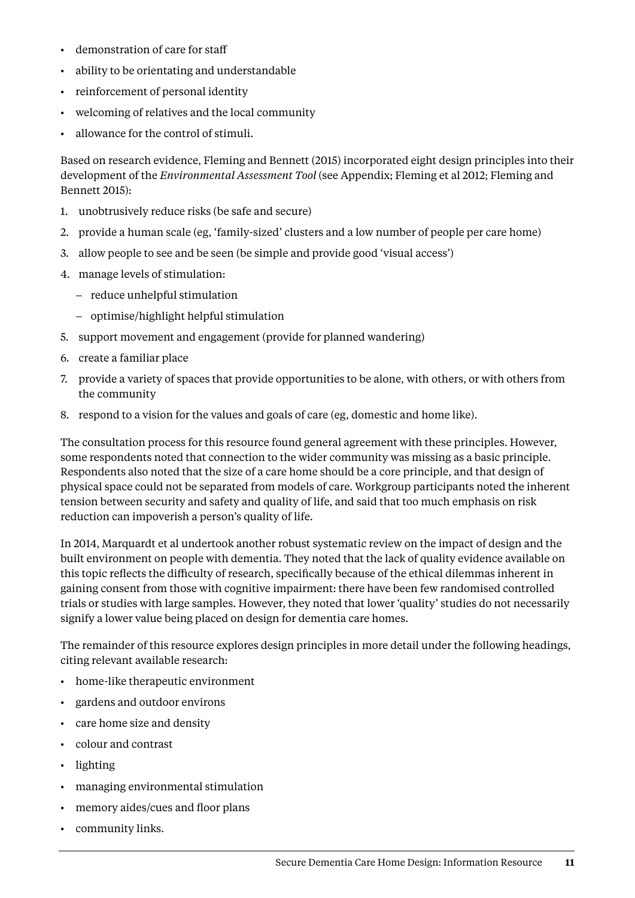- demonstration of care for staff
- ability to be orientating and understandable
- reinforcement of personal identity
- welcoming of relatives and the local community
- allowance for the control of stimuli.

Based on research evidence, Fleming and Bennett (2015) incorporated eight design principles into their development of the *Environmental Assessment Tool* (see Appendix; Fleming et al 2012; Fleming and Bennett 2015):

1. unobtrusively reduce risks (be safe and secure)
2. provide a human scale (eg, 'family-sized' clusters and a low number of people per care home)
3. allow people to see and be seen (be simple and provide good 'visual access')
4. manage levels of stimulation:
   - reduce unhelpful stimulation
   - optimise/highlight helpful stimulation
5. support movement and engagement (provide for planned wandering)
6. create a familiar place
7. provide a variety of spaces that provide opportunities to be alone, with others, or with others from the community
8. respond to a vision for the values and goals of care (eg, domestic and home like).

The consultation process for this resource found general agreement with these principles. However, some respondents noted that connection to the wider community was missing as a basic principle. Respondents also noted that the size of a care home should be a core principle, and that design of physical space could not be separated from models of care. Workgroup participants noted the inherent tension between security and safety and quality of life, and said that too much emphasis on risk reduction can impoverish a person's quality of life.

In 2014, Marquardt et al undertook another robust systematic review on the impact of design and the built environment on people with dementia. They noted that the lack of quality evidence available on this topic reflects the difficulty of research, specifically because of the ethical dilemmas inherent in gaining consent from those with cognitive impairment: there have been few randomised controlled trials or studies with large samples. However, they noted that lower 'quality' studies do not necessarily signify a lower value being placed on design for dementia care homes.

The remainder of this resource explores design principles in more detail under the following headings, citing relevant available research:

- home-like therapeutic environment
- gardens and outdoor environs
- care home size and density
- colour and contrast
- lighting
- managing environmental stimulation
- memory aides/cues and floor plans
- community links.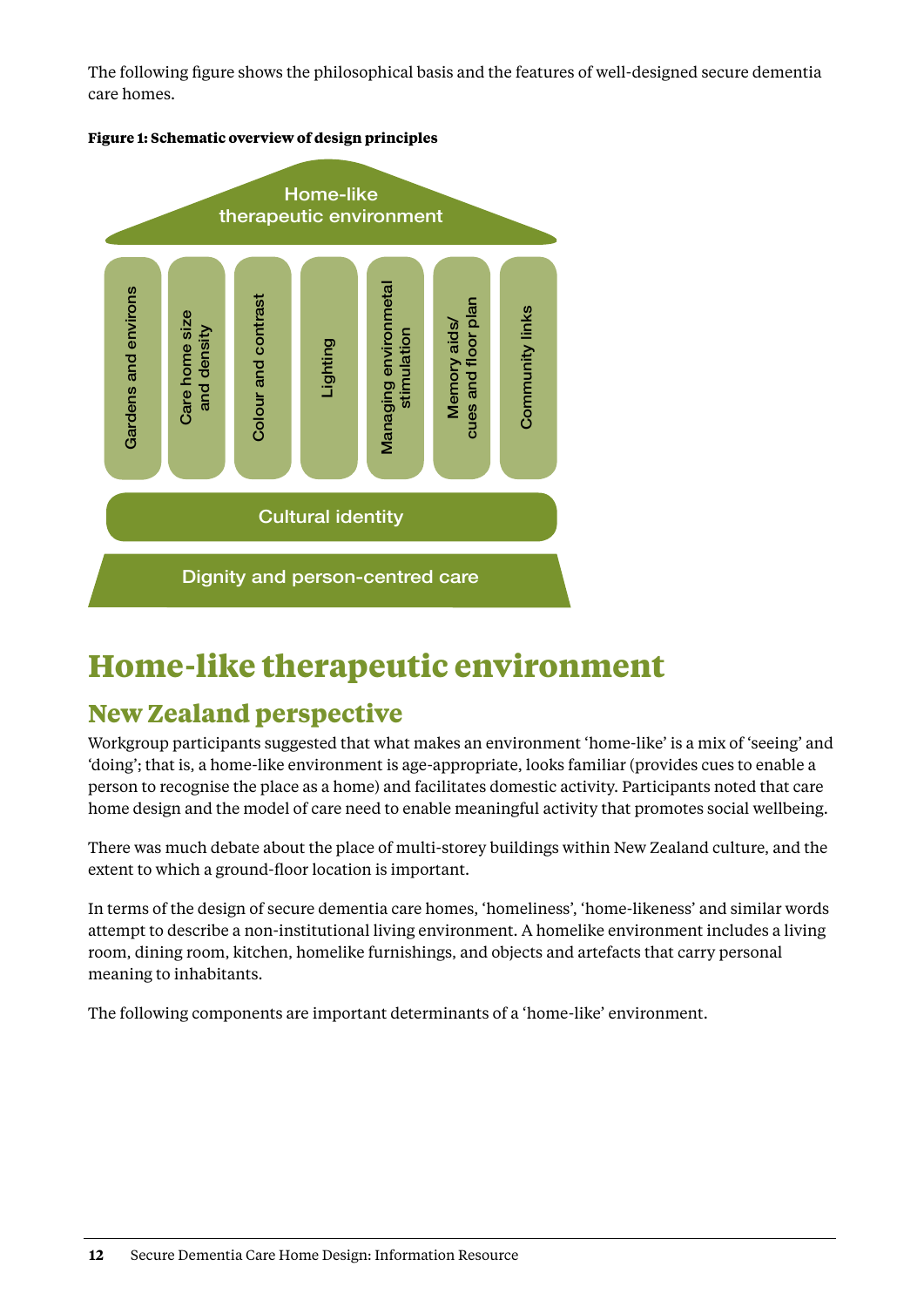The following figure shows the philosophical basis and the features of well-designed secure dementia care homes.

**Figure 1: Schematic overview of design principles**

Home-like therapeutic environment

- Gardens and environs
- Care home size and density
- Colour and contrast
- Lighting
- Managing environmetal stimulation
- Memory aids/ cues and floor plan
- Community links

Cultural identity

Dignity and person-centred care

# Home-like therapeutic environment

## New Zealand perspective

Workgroup participants suggested that what makes an environment 'home-like' is a mix of 'seeing' and 'doing'; that is, a home-like environment is age-appropriate, looks familiar (provides cues to enable a person to recognise the place as a home) and facilitates domestic activity. Participants noted that care home design and the model of care need to enable meaningful activity that promotes social wellbeing.

There was much debate about the place of multi-storey buildings within New Zealand culture, and the extent to which a ground-floor location is important.

In terms of the design of secure dementia care homes, 'homeliness', 'home-likeness' and similar words attempt to describe a non-institutional living environment. A homelike environment includes a living room, dining room, kitchen, homelike furnishings, and objects and artefacts that carry personal meaning to inhabitants.

The following components are important determinants of a 'home-like' environment.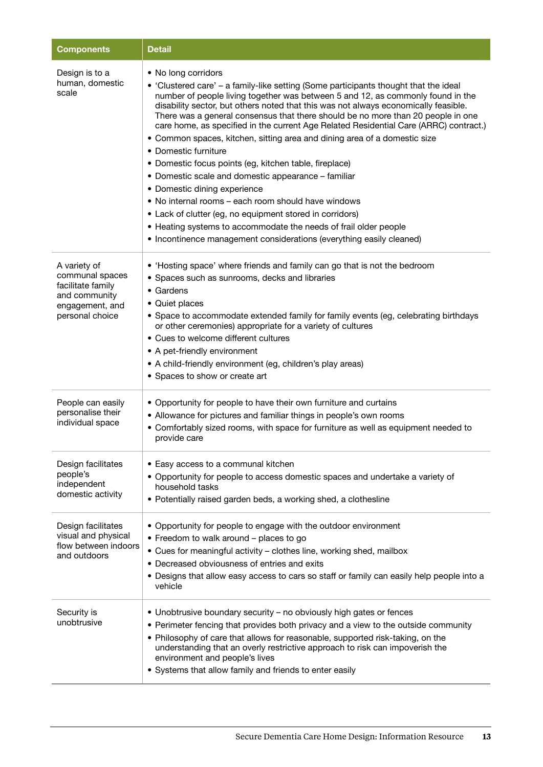| Components | Detail |
|---|---|
| Design is to a human, domestic scale | • No long corridors<br>• 'Clustered care' – a family-like setting (Some participants thought that the ideal number of people living together was between 5 and 12, as commonly found in the disability sector, but others noted that this was not always economically feasible. There was a general consensus that there should be no more than 20 people in one care home, as specified in the current Age Related Residential Care (ARRC) contract.)<br>• Common spaces, kitchen, sitting area and dining area of a domestic size<br>• Domestic furniture<br>• Domestic focus points (eg, kitchen table, fireplace)<br>• Domestic scale and domestic appearance – familiar<br>• Domestic dining experience<br>• No internal rooms – each room should have windows<br>• Lack of clutter (eg, no equipment stored in corridors)<br>• Heating systems to accommodate the needs of frail older people<br>• Incontinence management considerations (everything easily cleaned) |
| A variety of communal spaces facilitate family and community engagement, and personal choice | • 'Hosting space' where friends and family can go that is not the bedroom<br>• Spaces such as sunrooms, decks and libraries<br>• Gardens<br>• Quiet places<br>• Space to accommodate extended family for family events (eg, celebrating birthdays or other ceremonies) appropriate for a variety of cultures<br>• Cues to welcome different cultures<br>• A pet-friendly environment<br>• A child-friendly environment (eg, children's play areas)<br>• Spaces to show or create art |
| People can easily personalise their individual space | • Opportunity for people to have their own furniture and curtains<br>• Allowance for pictures and familiar things in people's own rooms<br>• Comfortably sized rooms, with space for furniture as well as equipment needed to provide care |
| Design facilitates people's independent domestic activity | • Easy access to a communal kitchen<br>• Opportunity for people to access domestic spaces and undertake a variety of household tasks<br>• Potentially raised garden beds, a working shed, a clothesline |
| Design facilitates visual and physical flow between indoors and outdoors | • Opportunity for people to engage with the outdoor environment<br>• Freedom to walk around – places to go<br>• Cues for meaningful activity – clothes line, working shed, mailbox<br>• Decreased obviousness of entries and exits<br>• Designs that allow easy access to cars so staff or family can easily help people into a vehicle |
| Security is unobtrusive | • Unobtrusive boundary security – no obviously high gates or fences<br>• Perimeter fencing that provides both privacy and a view to the outside community<br>• Philosophy of care that allows for reasonable, supported risk-taking, on the understanding that an overly restrictive approach to risk can impoverish the environment and people's lives<br>• Systems that allow family and friends to enter easily |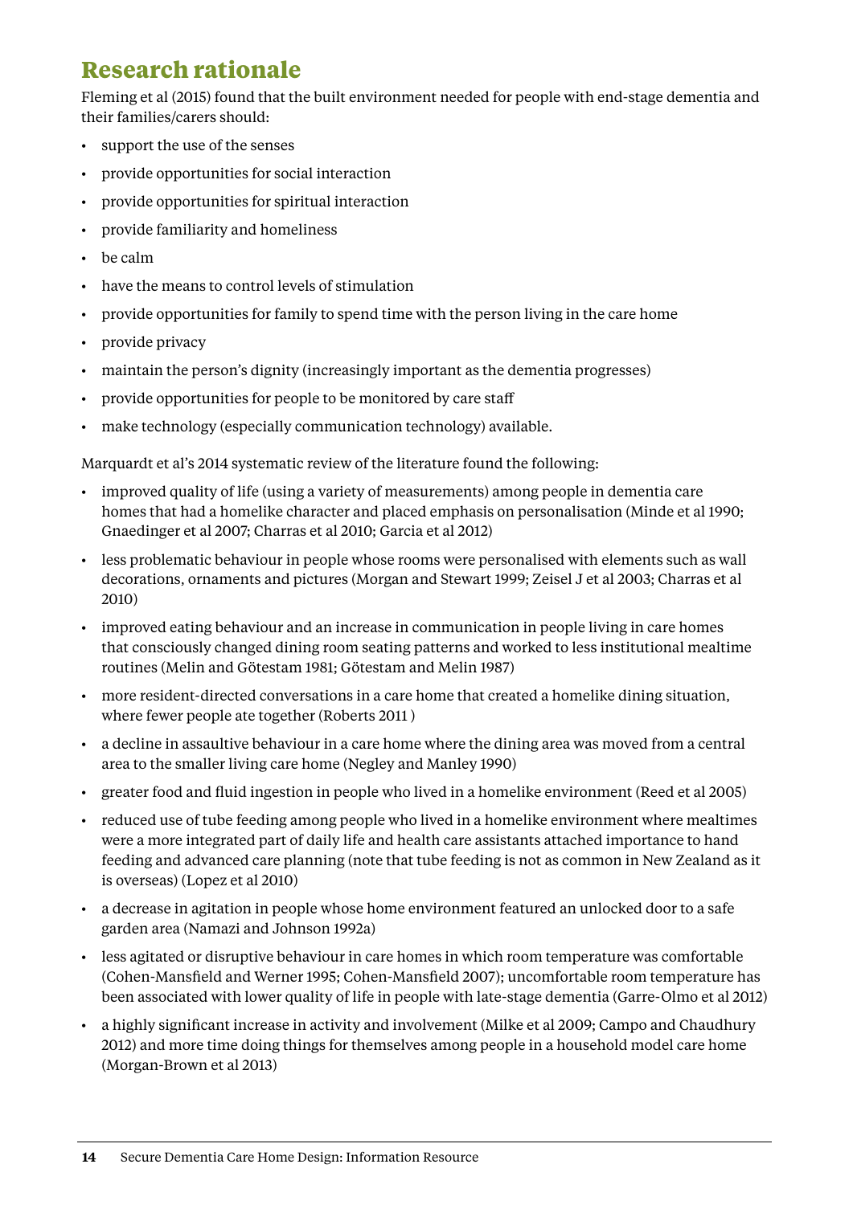## Research rationale

Fleming et al (2015) found that the built environment needed for people with end-stage dementia and their families/carers should:

- support the use of the senses
- provide opportunities for social interaction
- provide opportunities for spiritual interaction
- provide familiarity and homeliness
- be calm
- have the means to control levels of stimulation
- provide opportunities for family to spend time with the person living in the care home
- provide privacy
- maintain the person's dignity (increasingly important as the dementia progresses)
- provide opportunities for people to be monitored by care staff
- make technology (especially communication technology) available.

Marquardt et al's 2014 systematic review of the literature found the following:

- improved quality of life (using a variety of measurements) among people in dementia care homes that had a homelike character and placed emphasis on personalisation (Minde et al 1990; Gnaedinger et al 2007; Charras et al 2010; Garcia et al 2012)
- less problematic behaviour in people whose rooms were personalised with elements such as wall decorations, ornaments and pictures (Morgan and Stewart 1999; Zeisel J et al 2003; Charras et al 2010)
- improved eating behaviour and an increase in communication in people living in care homes that consciously changed dining room seating patterns and worked to less institutional mealtime routines (Melin and Götestam 1981; Götestam and Melin 1987)
- more resident-directed conversations in a care home that created a homelike dining situation, where fewer people ate together (Roberts 2011 )
- a decline in assaultive behaviour in a care home where the dining area was moved from a central area to the smaller living care home (Negley and Manley 1990)
- greater food and fluid ingestion in people who lived in a homelike environment (Reed et al 2005)
- reduced use of tube feeding among people who lived in a homelike environment where mealtimes were a more integrated part of daily life and health care assistants attached importance to hand feeding and advanced care planning (note that tube feeding is not as common in New Zealand as it is overseas) (Lopez et al 2010)
- a decrease in agitation in people whose home environment featured an unlocked door to a safe garden area (Namazi and Johnson 1992a)
- less agitated or disruptive behaviour in care homes in which room temperature was comfortable (Cohen-Mansfield and Werner 1995; Cohen-Mansfield 2007); uncomfortable room temperature has been associated with lower quality of life in people with late-stage dementia (Garre-Olmo et al 2012)
- a highly significant increase in activity and involvement (Milke et al 2009; Campo and Chaudhury 2012) and more time doing things for themselves among people in a household model care home (Morgan-Brown et al 2013)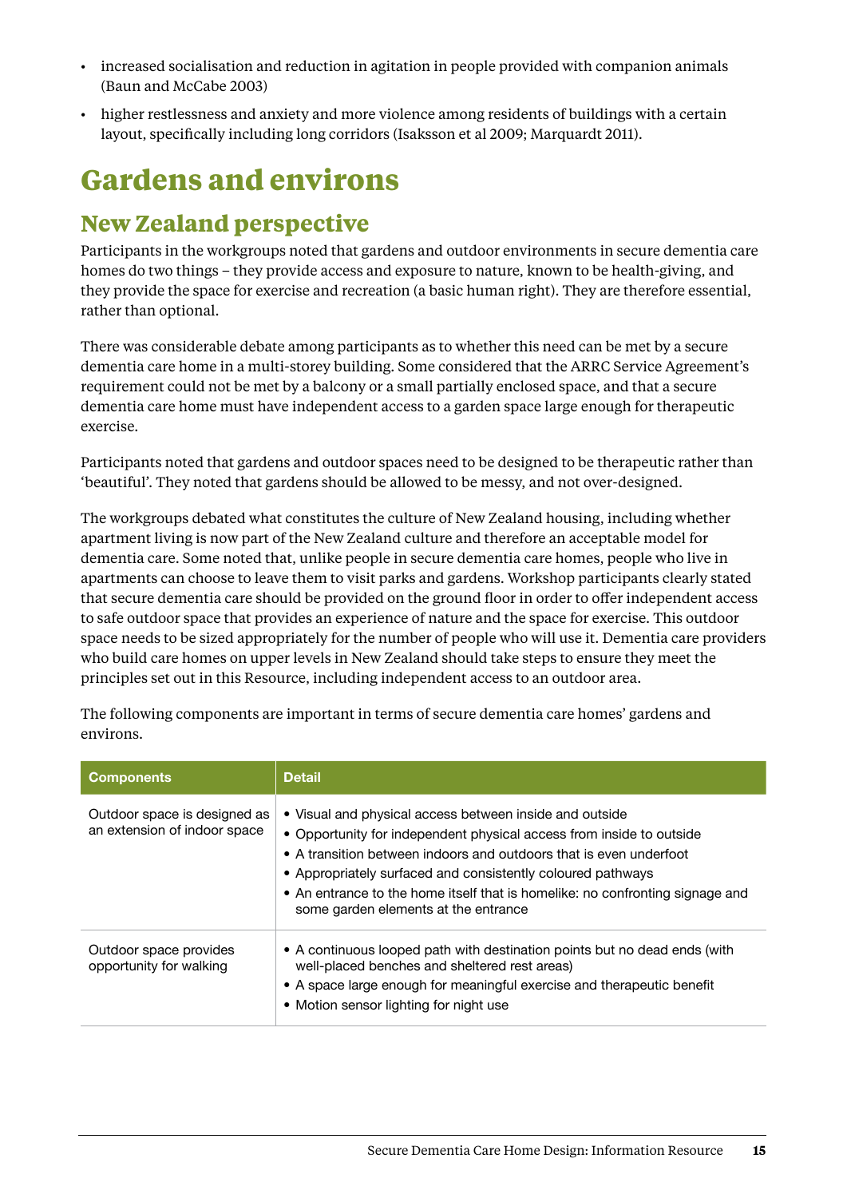- increased socialisation and reduction in agitation in people provided with companion animals (Baun and McCabe 2003)
- higher restlessness and anxiety and more violence among residents of buildings with a certain layout, specifically including long corridors (Isaksson et al 2009; Marquardt 2011).

# Gardens and environs

## New Zealand perspective

Participants in the workgroups noted that gardens and outdoor environments in secure dementia care homes do two things – they provide access and exposure to nature, known to be health-giving, and they provide the space for exercise and recreation (a basic human right). They are therefore essential, rather than optional.

There was considerable debate among participants as to whether this need can be met by a secure dementia care home in a multi-storey building. Some considered that the ARRC Service Agreement's requirement could not be met by a balcony or a small partially enclosed space, and that a secure dementia care home must have independent access to a garden space large enough for therapeutic exercise.

Participants noted that gardens and outdoor spaces need to be designed to be therapeutic rather than 'beautiful'. They noted that gardens should be allowed to be messy, and not over-designed.

The workgroups debated what constitutes the culture of New Zealand housing, including whether apartment living is now part of the New Zealand culture and therefore an acceptable model for dementia care. Some noted that, unlike people in secure dementia care homes, people who live in apartments can choose to leave them to visit parks and gardens. Workshop participants clearly stated that secure dementia care should be provided on the ground floor in order to offer independent access to safe outdoor space that provides an experience of nature and the space for exercise. This outdoor space needs to be sized appropriately for the number of people who will use it. Dementia care providers who build care homes on upper levels in New Zealand should take steps to ensure they meet the principles set out in this Resource, including independent access to an outdoor area.

The following components are important in terms of secure dementia care homes' gardens and environs.

| Components | Detail |
|---|---|
| Outdoor space is designed as an extension of indoor space | • Visual and physical access between inside and outside<br>• Opportunity for independent physical access from inside to outside<br>• A transition between indoors and outdoors that is even underfoot<br>• Appropriately surfaced and consistently coloured pathways<br>• An entrance to the home itself that is homelike: no confronting signage and some garden elements at the entrance |
| Outdoor space provides opportunity for walking | • A continuous looped path with destination points but no dead ends (with well-placed benches and sheltered rest areas)<br>• A space large enough for meaningful exercise and therapeutic benefit<br>• Motion sensor lighting for night use |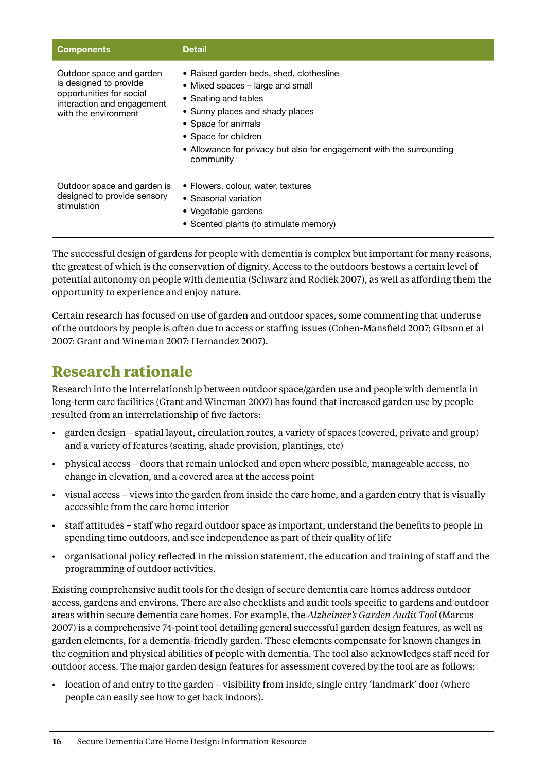| Components | Detail |
|---|---|
| Outdoor space and garden is designed to provide opportunities for social interaction and engagement with the environment | • Raised garden beds, shed, clothesline<br>• Mixed spaces – large and small<br>• Seating and tables<br>• Sunny places and shady places<br>• Space for animals<br>• Space for children<br>• Allowance for privacy but also for engagement with the surrounding community |
| Outdoor space and garden is designed to provide sensory stimulation | • Flowers, colour, water, textures<br>• Seasonal variation<br>• Vegetable gardens<br>• Scented plants (to stimulate memory) |

The successful design of gardens for people with dementia is complex but important for many reasons, the greatest of which is the conservation of dignity. Access to the outdoors bestows a certain level of potential autonomy on people with dementia (Schwarz and Rodiek 2007), as well as affording them the opportunity to experience and enjoy nature.

Certain research has focused on use of garden and outdoor spaces, some commenting that underuse of the outdoors by people is often due to access or staffing issues (Cohen-Mansfield 2007; Gibson et al 2007; Grant and Wineman 2007; Hernandez 2007).

## Research rationale

Research into the interrelationship between outdoor space/garden use and people with dementia in long-term care facilities (Grant and Wineman 2007) has found that increased garden use by people resulted from an interrelationship of five factors:

- garden design – spatial layout, circulation routes, a variety of spaces (covered, private and group) and a variety of features (seating, shade provision, plantings, etc)
- physical access – doors that remain unlocked and open where possible, manageable access, no change in elevation, and a covered area at the access point
- visual access – views into the garden from inside the care home, and a garden entry that is visually accessible from the care home interior
- staff attitudes – staff who regard outdoor space as important, understand the benefits to people in spending time outdoors, and see independence as part of their quality of life
- organisational policy reflected in the mission statement, the education and training of staff and the programming of outdoor activities.

Existing comprehensive audit tools for the design of secure dementia care homes address outdoor access, gardens and environs. There are also checklists and audit tools specific to gardens and outdoor areas within secure dementia care homes. For example, the *Alzheimer's Garden Audit Tool* (Marcus 2007) is a comprehensive 74-point tool detailing general successful garden design features, as well as garden elements, for a dementia-friendly garden. These elements compensate for known changes in the cognition and physical abilities of people with dementia. The tool also acknowledges staff need for outdoor access. The major garden design features for assessment covered by the tool are as follows:

- location of and entry to the garden – visibility from inside, single entry 'landmark' door (where people can easily see how to get back indoors).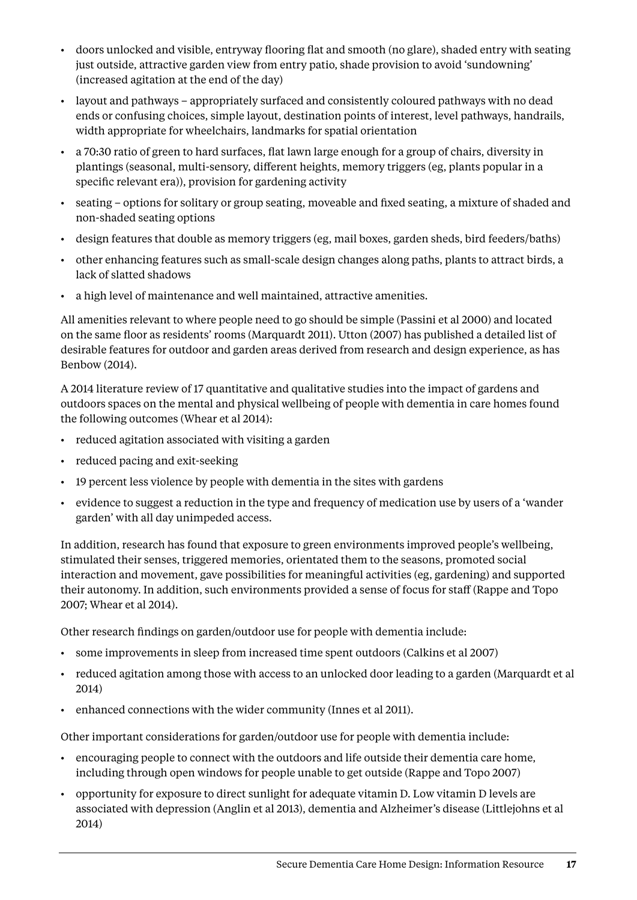- doors unlocked and visible, entryway flooring flat and smooth (no glare), shaded entry with seating just outside, attractive garden view from entry patio, shade provision to avoid 'sundowning' (increased agitation at the end of the day)
- layout and pathways – appropriately surfaced and consistently coloured pathways with no dead ends or confusing choices, simple layout, destination points of interest, level pathways, handrails, width appropriate for wheelchairs, landmarks for spatial orientation
- a 70:30 ratio of green to hard surfaces, flat lawn large enough for a group of chairs, diversity in plantings (seasonal, multi-sensory, different heights, memory triggers (eg, plants popular in a specific relevant era)), provision for gardening activity
- seating – options for solitary or group seating, moveable and fixed seating, a mixture of shaded and non-shaded seating options
- design features that double as memory triggers (eg, mail boxes, garden sheds, bird feeders/baths)
- other enhancing features such as small-scale design changes along paths, plants to attract birds, a lack of slatted shadows
- a high level of maintenance and well maintained, attractive amenities.

All amenities relevant to where people need to go should be simple (Passini et al 2000) and located on the same floor as residents' rooms (Marquardt 2011). Utton (2007) has published a detailed list of desirable features for outdoor and garden areas derived from research and design experience, as has Benbow (2014).

A 2014 literature review of 17 quantitative and qualitative studies into the impact of gardens and outdoors spaces on the mental and physical wellbeing of people with dementia in care homes found the following outcomes (Whear et al 2014):

- reduced agitation associated with visiting a garden
- reduced pacing and exit-seeking
- 19 percent less violence by people with dementia in the sites with gardens
- evidence to suggest a reduction in the type and frequency of medication use by users of a 'wander garden' with all day unimpeded access.

In addition, research has found that exposure to green environments improved people's wellbeing, stimulated their senses, triggered memories, orientated them to the seasons, promoted social interaction and movement, gave possibilities for meaningful activities (eg, gardening) and supported their autonomy. In addition, such environments provided a sense of focus for staff (Rappe and Topo 2007; Whear et al 2014).

Other research findings on garden/outdoor use for people with dementia include:

- some improvements in sleep from increased time spent outdoors (Calkins et al 2007)
- reduced agitation among those with access to an unlocked door leading to a garden (Marquardt et al 2014)
- enhanced connections with the wider community (Innes et al 2011).

Other important considerations for garden/outdoor use for people with dementia include:

- encouraging people to connect with the outdoors and life outside their dementia care home, including through open windows for people unable to get outside (Rappe and Topo 2007)
- opportunity for exposure to direct sunlight for adequate vitamin D. Low vitamin D levels are associated with depression (Anglin et al 2013), dementia and Alzheimer's disease (Littlejohns et al 2014)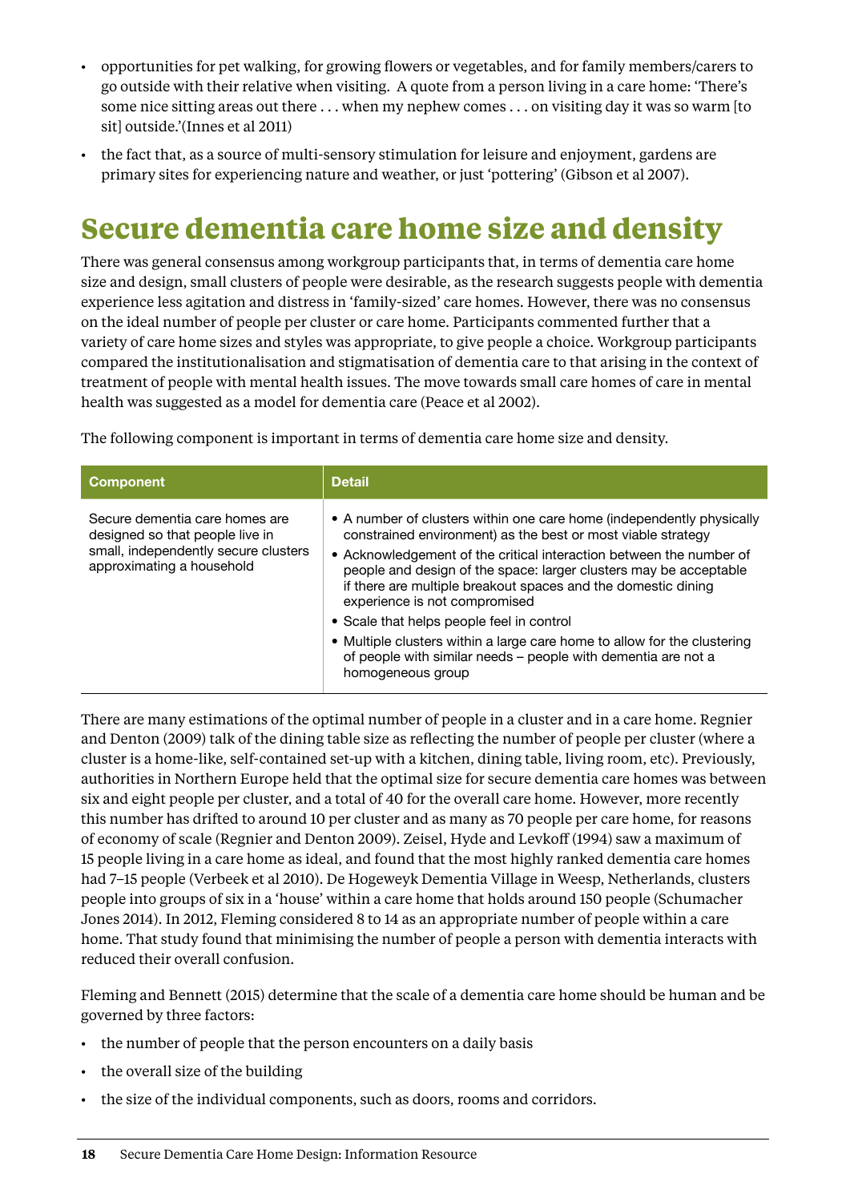- opportunities for pet walking, for growing flowers or vegetables, and for family members/carers to go outside with their relative when visiting. A quote from a person living in a care home: 'There's some nice sitting areas out there . . . when my nephew comes . . . on visiting day it was so warm [to sit] outside.'(Innes et al 2011)
- the fact that, as a source of multi-sensory stimulation for leisure and enjoyment, gardens are primary sites for experiencing nature and weather, or just 'pottering' (Gibson et al 2007).

# Secure dementia care home size and density

There was general consensus among workgroup participants that, in terms of dementia care home size and design, small clusters of people were desirable, as the research suggests people with dementia experience less agitation and distress in 'family-sized' care homes. However, there was no consensus on the ideal number of people per cluster or care home. Participants commented further that a variety of care home sizes and styles was appropriate, to give people a choice. Workgroup participants compared the institutionalisation and stigmatisation of dementia care to that arising in the context of treatment of people with mental health issues. The move towards small care homes of care in mental health was suggested as a model for dementia care (Peace et al 2002).

The following component is important in terms of dementia care home size and density.

| Component | Detail |
|---|---|
| Secure dementia care homes are designed so that people live in small, independently secure clusters approximating a household | • A number of clusters within one care home (independently physically constrained environment) as the best or most viable strategy<br>• Acknowledgement of the critical interaction between the number of people and design of the space: larger clusters may be acceptable if there are multiple breakout spaces and the domestic dining experience is not compromised<br>• Scale that helps people feel in control<br>• Multiple clusters within a large care home to allow for the clustering of people with similar needs – people with dementia are not a homogeneous group |

There are many estimations of the optimal number of people in a cluster and in a care home. Regnier and Denton (2009) talk of the dining table size as reflecting the number of people per cluster (where a cluster is a home-like, self-contained set-up with a kitchen, dining table, living room, etc). Previously, authorities in Northern Europe held that the optimal size for secure dementia care homes was between six and eight people per cluster, and a total of 40 for the overall care home. However, more recently this number has drifted to around 10 per cluster and as many as 70 people per care home, for reasons of economy of scale (Regnier and Denton 2009). Zeisel, Hyde and Levkoff (1994) saw a maximum of 15 people living in a care home as ideal, and found that the most highly ranked dementia care homes had 7–15 people (Verbeek et al 2010). De Hogeweyk Dementia Village in Weesp, Netherlands, clusters people into groups of six in a 'house' within a care home that holds around 150 people (Schumacher Jones 2014). In 2012, Fleming considered 8 to 14 as an appropriate number of people within a care home. That study found that minimising the number of people a person with dementia interacts with reduced their overall confusion.

Fleming and Bennett (2015) determine that the scale of a dementia care home should be human and be governed by three factors:

- the number of people that the person encounters on a daily basis
- the overall size of the building
- the size of the individual components, such as doors, rooms and corridors.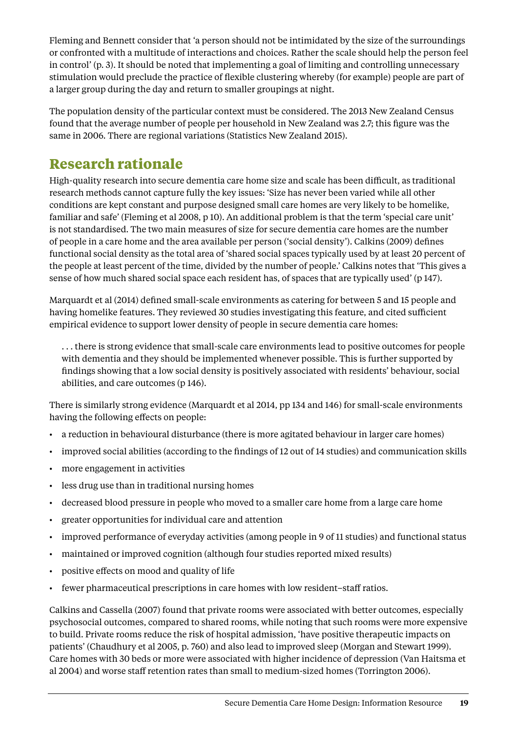Fleming and Bennett consider that 'a person should not be intimidated by the size of the surroundings or confronted with a multitude of interactions and choices. Rather the scale should help the person feel in control' (p. 3). It should be noted that implementing a goal of limiting and controlling unnecessary stimulation would preclude the practice of flexible clustering whereby (for example) people are part of a larger group during the day and return to smaller groupings at night.

The population density of the particular context must be considered. The 2013 New Zealand Census found that the average number of people per household in New Zealand was 2.7; this figure was the same in 2006. There are regional variations (Statistics New Zealand 2015).

## Research rationale

High-quality research into secure dementia care home size and scale has been difficult, as traditional research methods cannot capture fully the key issues: 'Size has never been varied while all other conditions are kept constant and purpose designed small care homes are very likely to be homelike, familiar and safe' (Fleming et al 2008, p 10). An additional problem is that the term 'special care unit' is not standardised. The two main measures of size for secure dementia care homes are the number of people in a care home and the area available per person ('social density'). Calkins (2009) defines functional social density as the total area of 'shared social spaces typically used by at least 20 percent of the people at least percent of the time, divided by the number of people.' Calkins notes that 'This gives a sense of how much shared social space each resident has, of spaces that are typically used' (p 147).

Marquardt et al (2014) defined small-scale environments as catering for between 5 and 15 people and having homelike features. They reviewed 30 studies investigating this feature, and cited sufficient empirical evidence to support lower density of people in secure dementia care homes:

> . . . there is strong evidence that small-scale care environments lead to positive outcomes for people with dementia and they should be implemented whenever possible. This is further supported by findings showing that a low social density is positively associated with residents' behaviour, social abilities, and care outcomes (p 146).

There is similarly strong evidence (Marquardt et al 2014, pp 134 and 146) for small-scale environments having the following effects on people:

- a reduction in behavioural disturbance (there is more agitated behaviour in larger care homes)
- improved social abilities (according to the findings of 12 out of 14 studies) and communication skills
- more engagement in activities
- less drug use than in traditional nursing homes
- decreased blood pressure in people who moved to a smaller care home from a large care home
- greater opportunities for individual care and attention
- improved performance of everyday activities (among people in 9 of 11 studies) and functional status
- maintained or improved cognition (although four studies reported mixed results)
- positive effects on mood and quality of life
- fewer pharmaceutical prescriptions in care homes with low resident–staff ratios.

Calkins and Cassella (2007) found that private rooms were associated with better outcomes, especially psychosocial outcomes, compared to shared rooms, while noting that such rooms were more expensive to build. Private rooms reduce the risk of hospital admission, 'have positive therapeutic impacts on patients' (Chaudhury et al 2005, p. 760) and also lead to improved sleep (Morgan and Stewart 1999). Care homes with 30 beds or more were associated with higher incidence of depression (Van Haitsma et al 2004) and worse staff retention rates than small to medium-sized homes (Torrington 2006).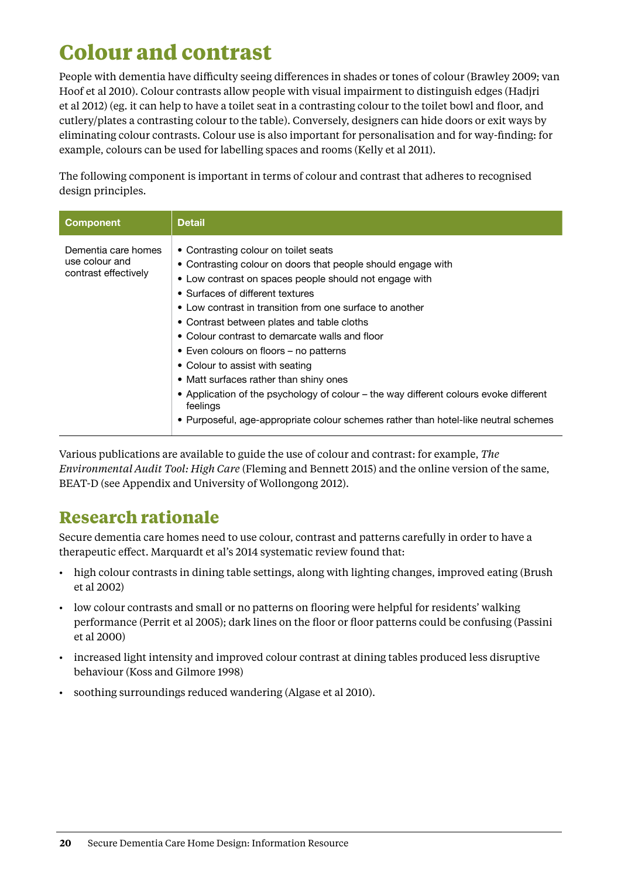# Colour and contrast

People with dementia have difficulty seeing differences in shades or tones of colour (Brawley 2009; van Hoof et al 2010). Colour contrasts allow people with visual impairment to distinguish edges (Hadjri et al 2012) (eg. it can help to have a toilet seat in a contrasting colour to the toilet bowl and floor, and cutlery/plates a contrasting colour to the table). Conversely, designers can hide doors or exit ways by eliminating colour contrasts. Colour use is also important for personalisation and for way-finding: for example, colours can be used for labelling spaces and rooms (Kelly et al 2011).

The following component is important in terms of colour and contrast that adheres to recognised design principles.

| Component | Detail |
| --- | --- |
| Dementia care homes use colour and contrast effectively | • Contrasting colour on toilet seats<br>• Contrasting colour on doors that people should engage with<br>• Low contrast on spaces people should not engage with<br>• Surfaces of different textures<br>• Low contrast in transition from one surface to another<br>• Contrast between plates and table cloths<br>• Colour contrast to demarcate walls and floor<br>• Even colours on floors – no patterns<br>• Colour to assist with seating<br>• Matt surfaces rather than shiny ones<br>• Application of the psychology of colour – the way different colours evoke different feelings<br>• Purposeful, age-appropriate colour schemes rather than hotel-like neutral schemes |

Various publications are available to guide the use of colour and contrast: for example, *The Environmental Audit Tool: High Care* (Fleming and Bennett 2015) and the online version of the same, BEAT-D (see Appendix and University of Wollongong 2012).

## Research rationale

Secure dementia care homes need to use colour, contrast and patterns carefully in order to have a therapeutic effect. Marquardt et al's 2014 systematic review found that:

- high colour contrasts in dining table settings, along with lighting changes, improved eating (Brush et al 2002)
- low colour contrasts and small or no patterns on flooring were helpful for residents' walking performance (Perrit et al 2005); dark lines on the floor or floor patterns could be confusing (Passini et al 2000)
- increased light intensity and improved colour contrast at dining tables produced less disruptive behaviour (Koss and Gilmore 1998)
- soothing surroundings reduced wandering (Algase et al 2010).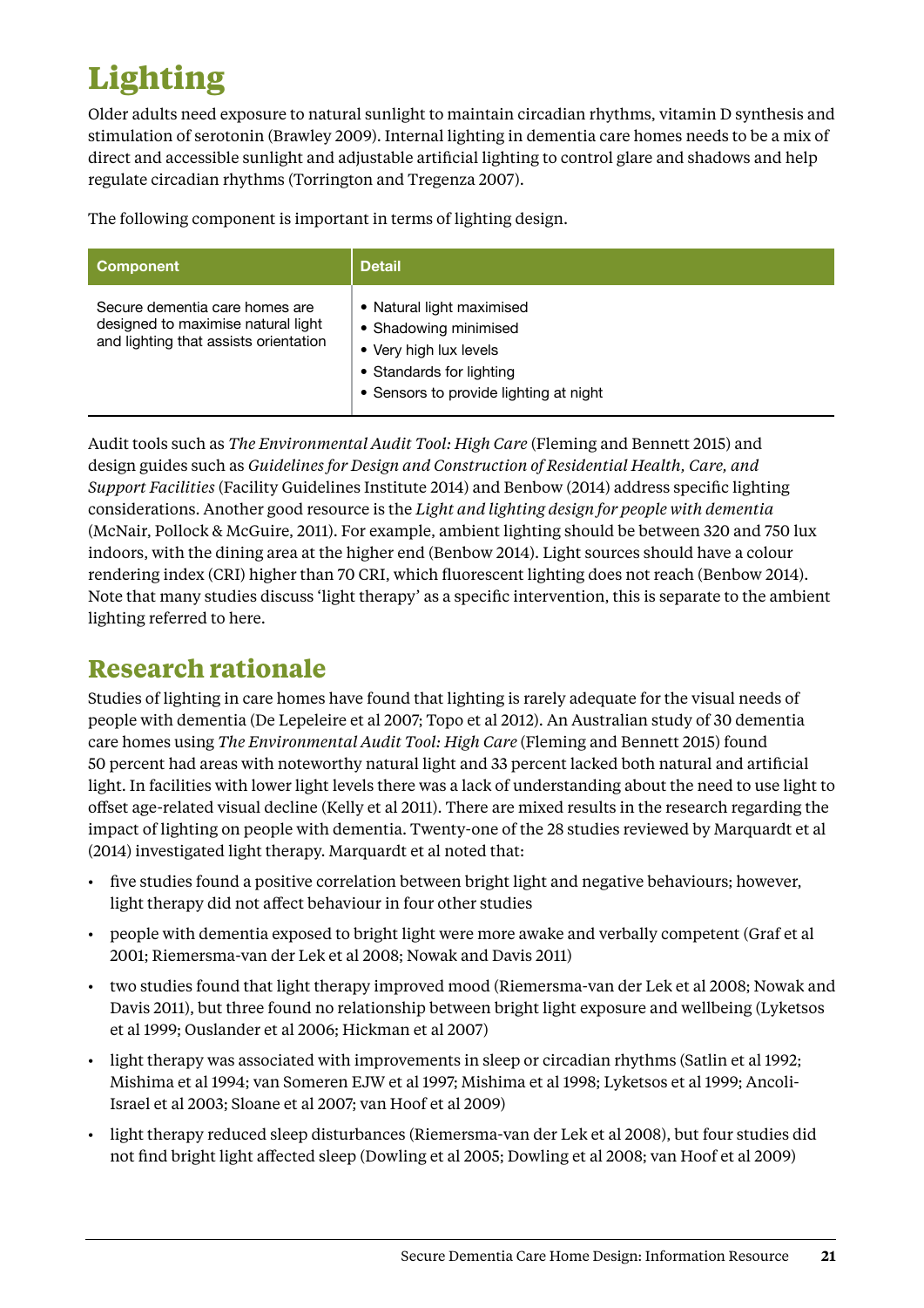# Lighting

Older adults need exposure to natural sunlight to maintain circadian rhythms, vitamin D synthesis and stimulation of serotonin (Brawley 2009). Internal lighting in dementia care homes needs to be a mix of direct and accessible sunlight and adjustable artificial lighting to control glare and shadows and help regulate circadian rhythms (Torrington and Tregenza 2007).

The following component is important in terms of lighting design.

| Component | Detail |
| --- | --- |
| Secure dementia care homes are designed to maximise natural light and lighting that assists orientation | • Natural light maximised<br>• Shadowing minimised<br>• Very high lux levels<br>• Standards for lighting<br>• Sensors to provide lighting at night |

Audit tools such as *The Environmental Audit Tool: High Care* (Fleming and Bennett 2015) and design guides such as *Guidelines for Design and Construction of Residential Health, Care, and Support Facilities* (Facility Guidelines Institute 2014) and Benbow (2014) address specific lighting considerations. Another good resource is the *Light and lighting design for people with dementia* (McNair, Pollock & McGuire, 2011). For example, ambient lighting should be between 320 and 750 lux indoors, with the dining area at the higher end (Benbow 2014). Light sources should have a colour rendering index (CRI) higher than 70 CRI, which fluorescent lighting does not reach (Benbow 2014). Note that many studies discuss 'light therapy' as a specific intervention, this is separate to the ambient lighting referred to here.

## Research rationale

Studies of lighting in care homes have found that lighting is rarely adequate for the visual needs of people with dementia (De Lepeleire et al 2007; Topo et al 2012). An Australian study of 30 dementia care homes using *The Environmental Audit Tool: High Care* (Fleming and Bennett 2015) found 50 percent had areas with noteworthy natural light and 33 percent lacked both natural and artificial light. In facilities with lower light levels there was a lack of understanding about the need to use light to offset age-related visual decline (Kelly et al 2011). There are mixed results in the research regarding the impact of lighting on people with dementia. Twenty-one of the 28 studies reviewed by Marquardt et al (2014) investigated light therapy. Marquardt et al noted that:

- five studies found a positive correlation between bright light and negative behaviours; however, light therapy did not affect behaviour in four other studies
- people with dementia exposed to bright light were more awake and verbally competent (Graf et al 2001; Riemersma-van der Lek et al 2008; Nowak and Davis 2011)
- two studies found that light therapy improved mood (Riemersma-van der Lek et al 2008; Nowak and Davis 2011), but three found no relationship between bright light exposure and wellbeing (Lyketsos et al 1999; Ouslander et al 2006; Hickman et al 2007)
- light therapy was associated with improvements in sleep or circadian rhythms (Satlin et al 1992; Mishima et al 1994; van Someren EJW et al 1997; Mishima et al 1998; Lyketsos et al 1999; Ancoli-Israel et al 2003; Sloane et al 2007; van Hoof et al 2009)
- light therapy reduced sleep disturbances (Riemersma-van der Lek et al 2008), but four studies did not find bright light affected sleep (Dowling et al 2005; Dowling et al 2008; van Hoof et al 2009)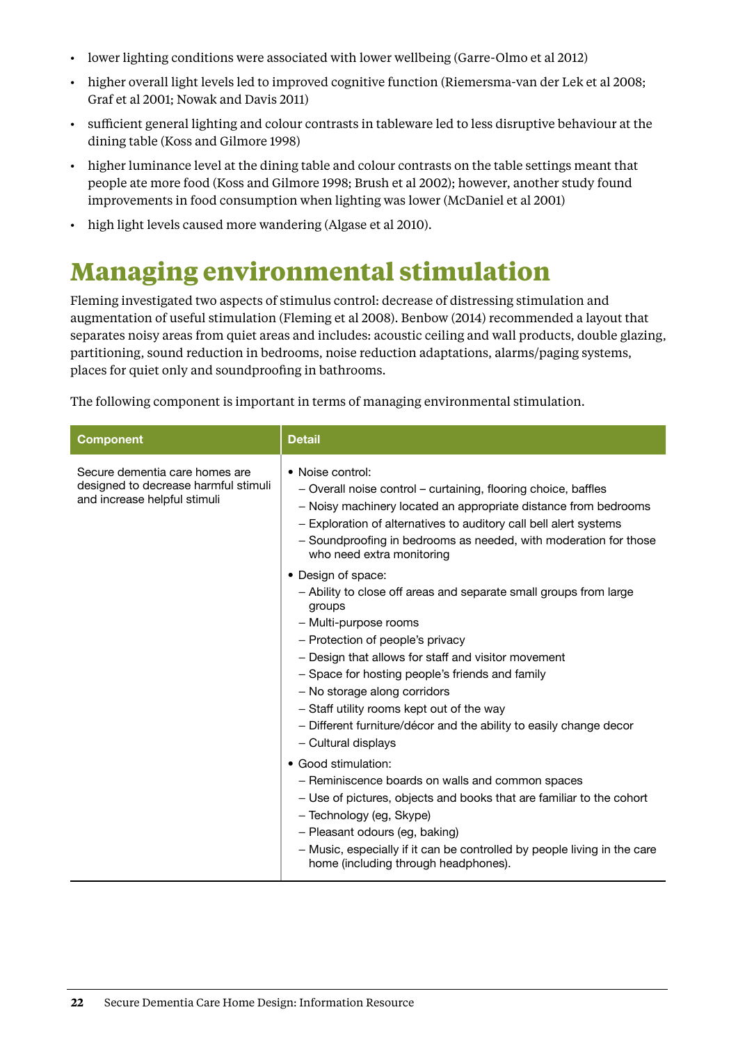- lower lighting conditions were associated with lower wellbeing (Garre-Olmo et al 2012)
- higher overall light levels led to improved cognitive function (Riemersma-van der Lek et al 2008; Graf et al 2001; Nowak and Davis 2011)
- sufficient general lighting and colour contrasts in tableware led to less disruptive behaviour at the dining table (Koss and Gilmore 1998)
- higher luminance level at the dining table and colour contrasts on the table settings meant that people ate more food (Koss and Gilmore 1998; Brush et al 2002); however, another study found improvements in food consumption when lighting was lower (McDaniel et al 2001)
- high light levels caused more wandering (Algase et al 2010).

# Managing environmental stimulation

Fleming investigated two aspects of stimulus control: decrease of distressing stimulation and augmentation of useful stimulation (Fleming et al 2008). Benbow (2014) recommended a layout that separates noisy areas from quiet areas and includes: acoustic ceiling and wall products, double glazing, partitioning, sound reduction in bedrooms, noise reduction adaptations, alarms/paging systems, places for quiet only and soundproofing in bathrooms.

The following component is important in terms of managing environmental stimulation.

| Component | Detail |
|---|---|
| Secure dementia care homes are designed to decrease harmful stimuli and increase helpful stimuli | • Noise control:<br>– Overall noise control – curtaining, flooring choice, baffles<br>– Noisy machinery located an appropriate distance from bedrooms<br>– Exploration of alternatives to auditory call bell alert systems<br>– Soundproofing in bedrooms as needed, with moderation for those who need extra monitoring<br>• Design of space:<br>– Ability to close off areas and separate small groups from large groups<br>– Multi-purpose rooms<br>– Protection of people's privacy<br>– Design that allows for staff and visitor movement<br>– Space for hosting people's friends and family<br>– No storage along corridors<br>– Staff utility rooms kept out of the way<br>– Different furniture/décor and the ability to easily change decor<br>– Cultural displays<br>• Good stimulation:<br>– Reminiscence boards on walls and common spaces<br>– Use of pictures, objects and books that are familiar to the cohort<br>– Technology (eg, Skype)<br>– Pleasant odours (eg, baking)<br>– Music, especially if it can be controlled by people living in the care home (including through headphones). |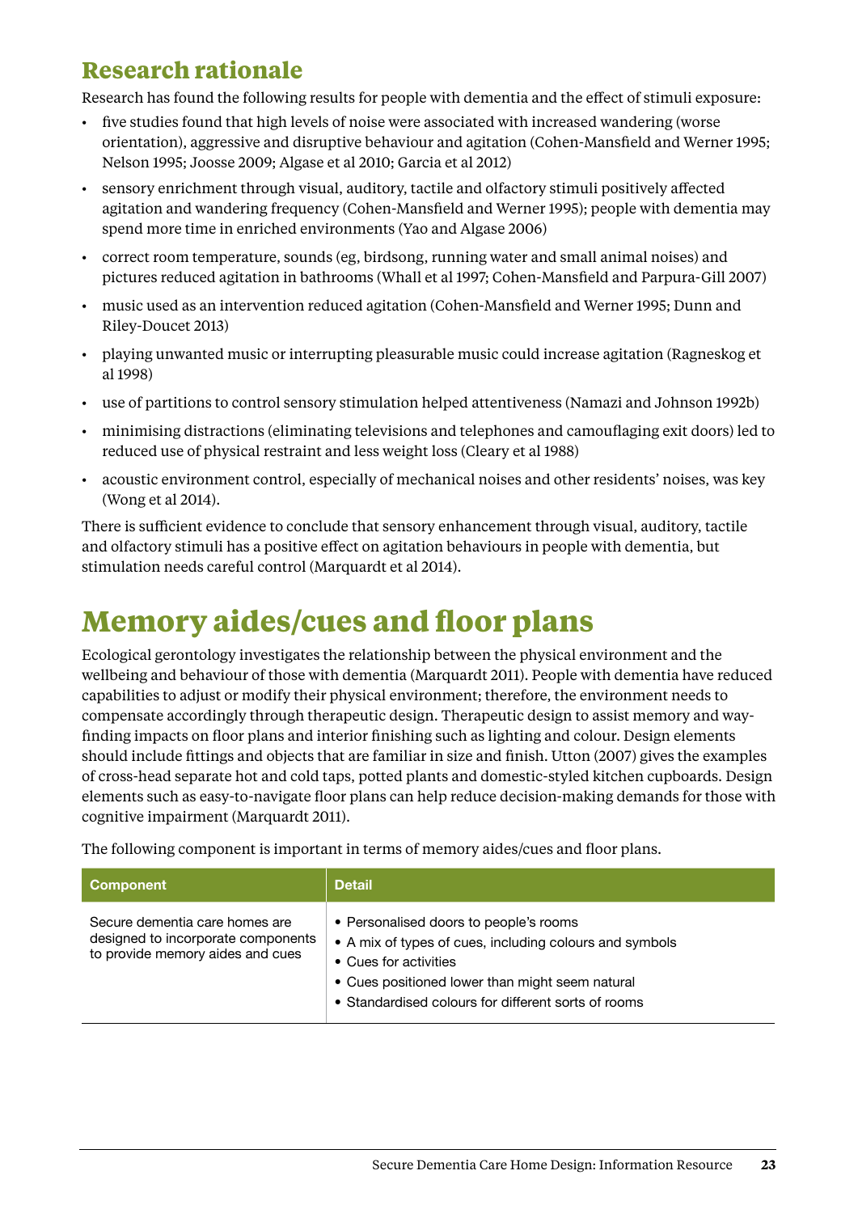## Research rationale

Research has found the following results for people with dementia and the effect of stimuli exposure:

- five studies found that high levels of noise were associated with increased wandering (worse orientation), aggressive and disruptive behaviour and agitation (Cohen-Mansfield and Werner 1995; Nelson 1995; Joosse 2009; Algase et al 2010; Garcia et al 2012)
- sensory enrichment through visual, auditory, tactile and olfactory stimuli positively affected agitation and wandering frequency (Cohen-Mansfield and Werner 1995); people with dementia may spend more time in enriched environments (Yao and Algase 2006)
- correct room temperature, sounds (eg, birdsong, running water and small animal noises) and pictures reduced agitation in bathrooms (Whall et al 1997; Cohen-Mansfield and Parpura-Gill 2007)
- music used as an intervention reduced agitation (Cohen-Mansfield and Werner 1995; Dunn and Riley-Doucet 2013)
- playing unwanted music or interrupting pleasurable music could increase agitation (Ragneskog et al 1998)
- use of partitions to control sensory stimulation helped attentiveness (Namazi and Johnson 1992b)
- minimising distractions (eliminating televisions and telephones and camouflaging exit doors) led to reduced use of physical restraint and less weight loss (Cleary et al 1988)
- acoustic environment control, especially of mechanical noises and other residents' noises, was key (Wong et al 2014).

There is sufficient evidence to conclude that sensory enhancement through visual, auditory, tactile and olfactory stimuli has a positive effect on agitation behaviours in people with dementia, but stimulation needs careful control (Marquardt et al 2014).

# Memory aides/cues and floor plans

Ecological gerontology investigates the relationship between the physical environment and the wellbeing and behaviour of those with dementia (Marquardt 2011). People with dementia have reduced capabilities to adjust or modify their physical environment; therefore, the environment needs to compensate accordingly through therapeutic design. Therapeutic design to assist memory and way-finding impacts on floor plans and interior finishing such as lighting and colour. Design elements should include fittings and objects that are familiar in size and finish. Utton (2007) gives the examples of cross-head separate hot and cold taps, potted plants and domestic-styled kitchen cupboards. Design elements such as easy-to-navigate floor plans can help reduce decision-making demands for those with cognitive impairment (Marquardt 2011).

The following component is important in terms of memory aides/cues and floor plans.

| Component | Detail |
|---|---|
| Secure dementia care homes are designed to incorporate components to provide memory aides and cues | • Personalised doors to people's rooms<br>• A mix of types of cues, including colours and symbols<br>• Cues for activities<br>• Cues positioned lower than might seem natural<br>• Standardised colours for different sorts of rooms |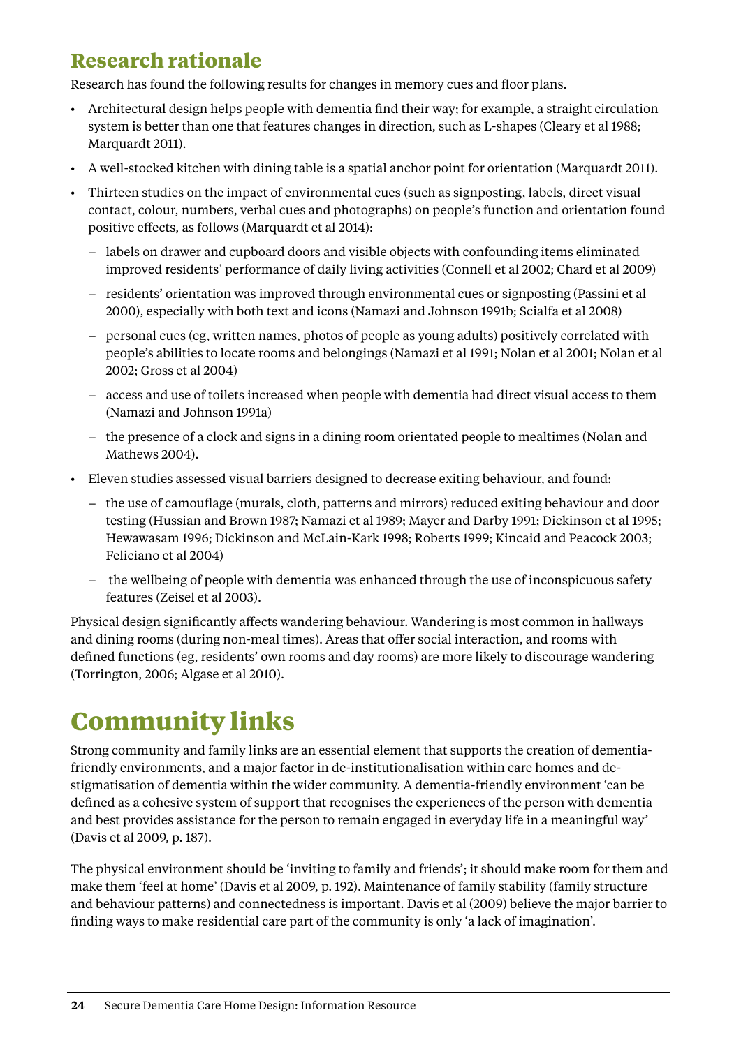## Research rationale

Research has found the following results for changes in memory cues and floor plans.

- Architectural design helps people with dementia find their way; for example, a straight circulation system is better than one that features changes in direction, such as L-shapes (Cleary et al 1988; Marquardt 2011).
- A well-stocked kitchen with dining table is a spatial anchor point for orientation (Marquardt 2011).
- Thirteen studies on the impact of environmental cues (such as signposting, labels, direct visual contact, colour, numbers, verbal cues and photographs) on people's function and orientation found positive effects, as follows (Marquardt et al 2014):
  - labels on drawer and cupboard doors and visible objects with confounding items eliminated improved residents' performance of daily living activities (Connell et al 2002; Chard et al 2009)
  - residents' orientation was improved through environmental cues or signposting (Passini et al 2000), especially with both text and icons (Namazi and Johnson 1991b; Scialfa et al 2008)
  - personal cues (eg, written names, photos of people as young adults) positively correlated with people's abilities to locate rooms and belongings (Namazi et al 1991; Nolan et al 2001; Nolan et al 2002; Gross et al 2004)
  - access and use of toilets increased when people with dementia had direct visual access to them (Namazi and Johnson 1991a)
  - the presence of a clock and signs in a dining room orientated people to mealtimes (Nolan and Mathews 2004).
- Eleven studies assessed visual barriers designed to decrease exiting behaviour, and found:
  - the use of camouflage (murals, cloth, patterns and mirrors) reduced exiting behaviour and door testing (Hussian and Brown 1987; Namazi et al 1989; Mayer and Darby 1991; Dickinson et al 1995; Hewawasam 1996; Dickinson and McLain-Kark 1998; Roberts 1999; Kincaid and Peacock 2003; Feliciano et al 2004)
  - the wellbeing of people with dementia was enhanced through the use of inconspicuous safety features (Zeisel et al 2003).

Physical design significantly affects wandering behaviour. Wandering is most common in hallways and dining rooms (during non-meal times). Areas that offer social interaction, and rooms with defined functions (eg, residents' own rooms and day rooms) are more likely to discourage wandering (Torrington, 2006; Algase et al 2010).

# Community links

Strong community and family links are an essential element that supports the creation of dementia-friendly environments, and a major factor in de-institutionalisation within care homes and de-stigmatisation of dementia within the wider community. A dementia-friendly environment 'can be defined as a cohesive system of support that recognises the experiences of the person with dementia and best provides assistance for the person to remain engaged in everyday life in a meaningful way' (Davis et al 2009, p. 187).

The physical environment should be 'inviting to family and friends'; it should make room for them and make them 'feel at home' (Davis et al 2009, p. 192). Maintenance of family stability (family structure and behaviour patterns) and connectedness is important. Davis et al (2009) believe the major barrier to finding ways to make residential care part of the community is only 'a lack of imagination'.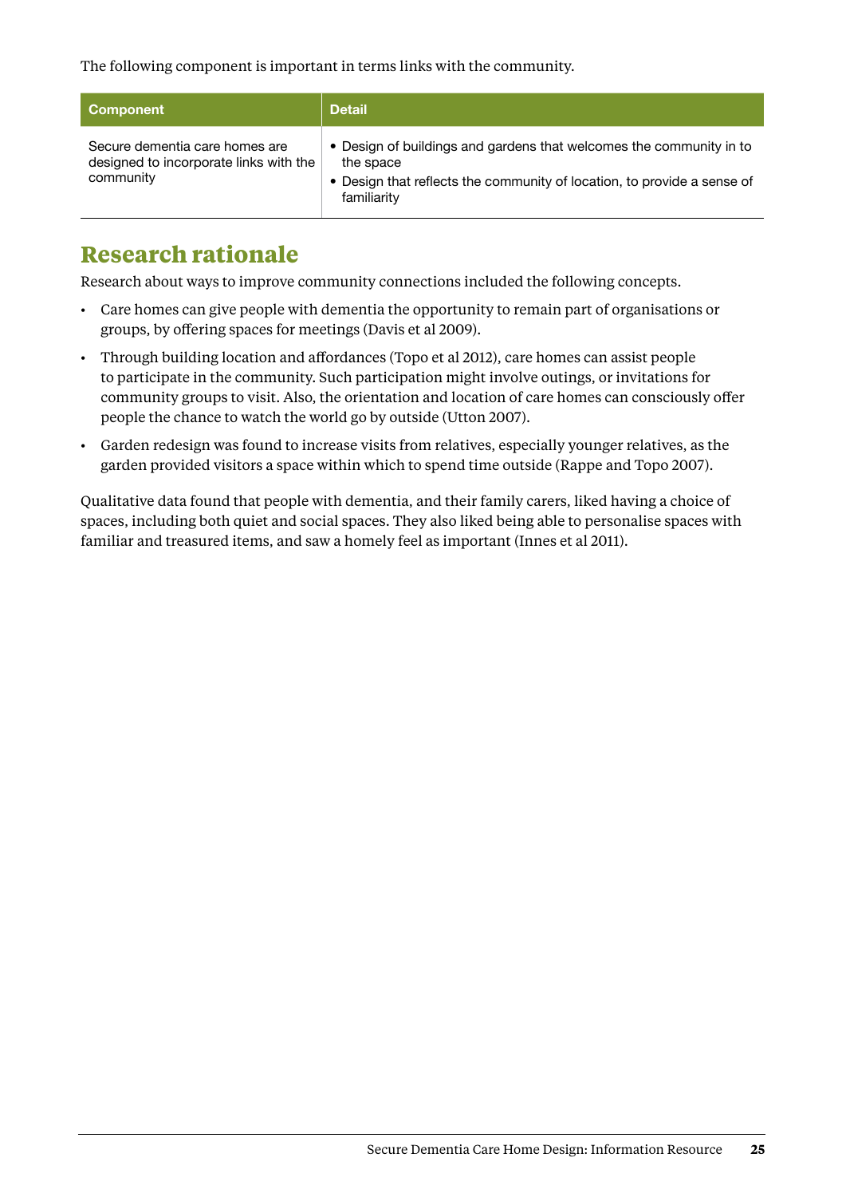The following component is important in terms links with the community.

| Component | Detail |
| --- | --- |
| Secure dementia care homes are designed to incorporate links with the community | • Design of buildings and gardens that welcomes the community in to the space<br>• Design that reflects the community of location, to provide a sense of familiarity |

## Research rationale

Research about ways to improve community connections included the following concepts.

- Care homes can give people with dementia the opportunity to remain part of organisations or groups, by offering spaces for meetings (Davis et al 2009).
- Through building location and affordances (Topo et al 2012), care homes can assist people to participate in the community. Such participation might involve outings, or invitations for community groups to visit. Also, the orientation and location of care homes can consciously offer people the chance to watch the world go by outside (Utton 2007).
- Garden redesign was found to increase visits from relatives, especially younger relatives, as the garden provided visitors a space within which to spend time outside (Rappe and Topo 2007).

Qualitative data found that people with dementia, and their family carers, liked having a choice of spaces, including both quiet and social spaces. They also liked being able to personalise spaces with familiar and treasured items, and saw a homely feel as important (Innes et al 2011).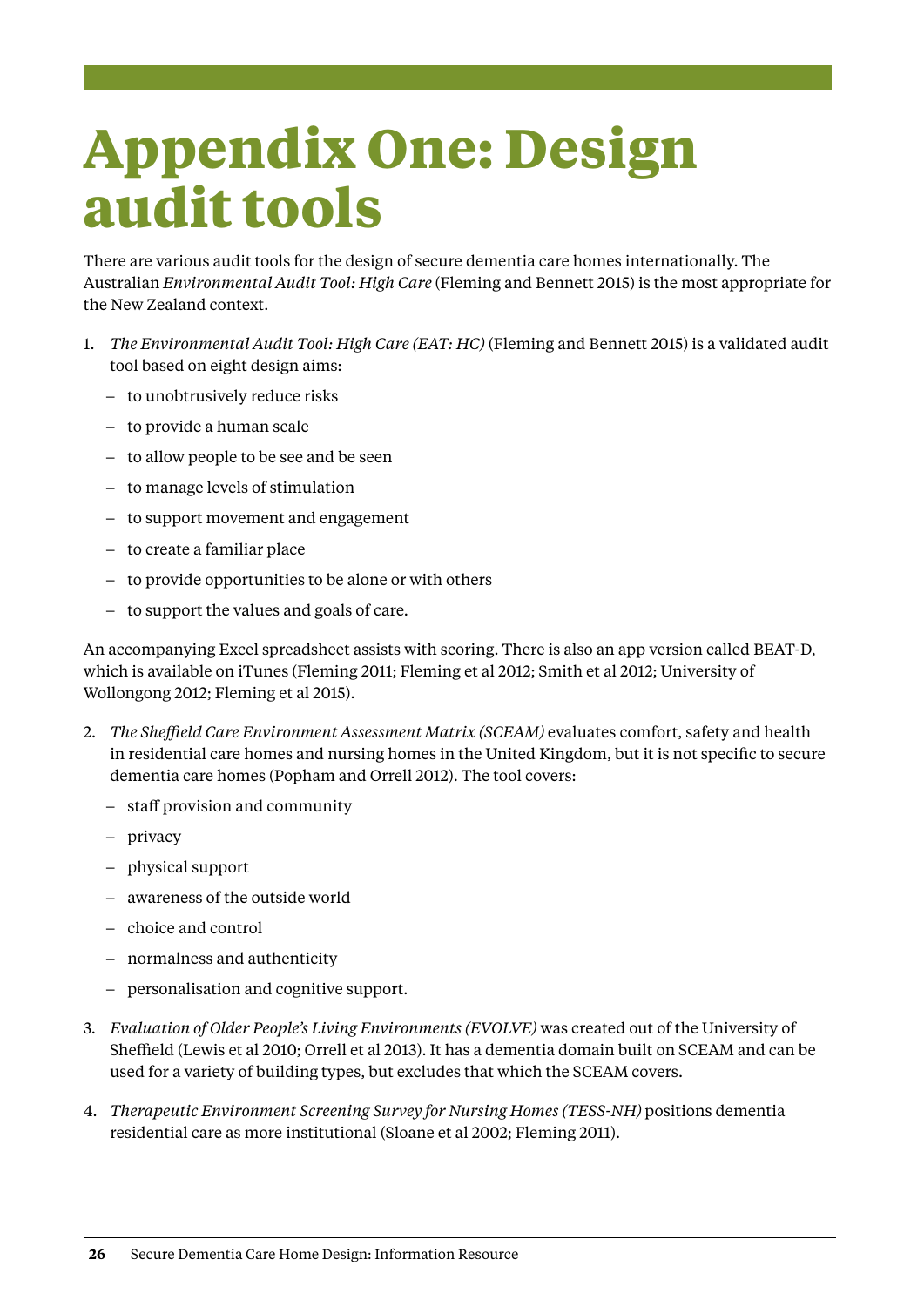# Appendix One: Design audit tools

There are various audit tools for the design of secure dementia care homes internationally. The Australian *Environmental Audit Tool: High Care* (Fleming and Bennett 2015) is the most appropriate for the New Zealand context.

1. *The Environmental Audit Tool: High Care (EAT: HC)* (Fleming and Bennett 2015) is a validated audit tool based on eight design aims:
   - to unobtrusively reduce risks
   - to provide a human scale
   - to allow people to be see and be seen
   - to manage levels of stimulation
   - to support movement and engagement
   - to create a familiar place
   - to provide opportunities to be alone or with others
   - to support the values and goals of care.

An accompanying Excel spreadsheet assists with scoring. There is also an app version called BEAT-D, which is available on iTunes (Fleming 2011; Fleming et al 2012; Smith et al 2012; University of Wollongong 2012; Fleming et al 2015).

2. *The Sheffield Care Environment Assessment Matrix (SCEAM)* evaluates comfort, safety and health in residential care homes and nursing homes in the United Kingdom, but it is not specific to secure dementia care homes (Popham and Orrell 2012). The tool covers:
   - staff provision and community
   - privacy
   - physical support
   - awareness of the outside world
   - choice and control
   - normalness and authenticity
   - personalisation and cognitive support.

3. *Evaluation of Older People's Living Environments (EVOLVE)* was created out of the University of Sheffield (Lewis et al 2010; Orrell et al 2013). It has a dementia domain built on SCEAM and can be used for a variety of building types, but excludes that which the SCEAM covers.

4. *Therapeutic Environment Screening Survey for Nursing Homes (TESS-NH)* positions dementia residential care as more institutional (Sloane et al 2002; Fleming 2011).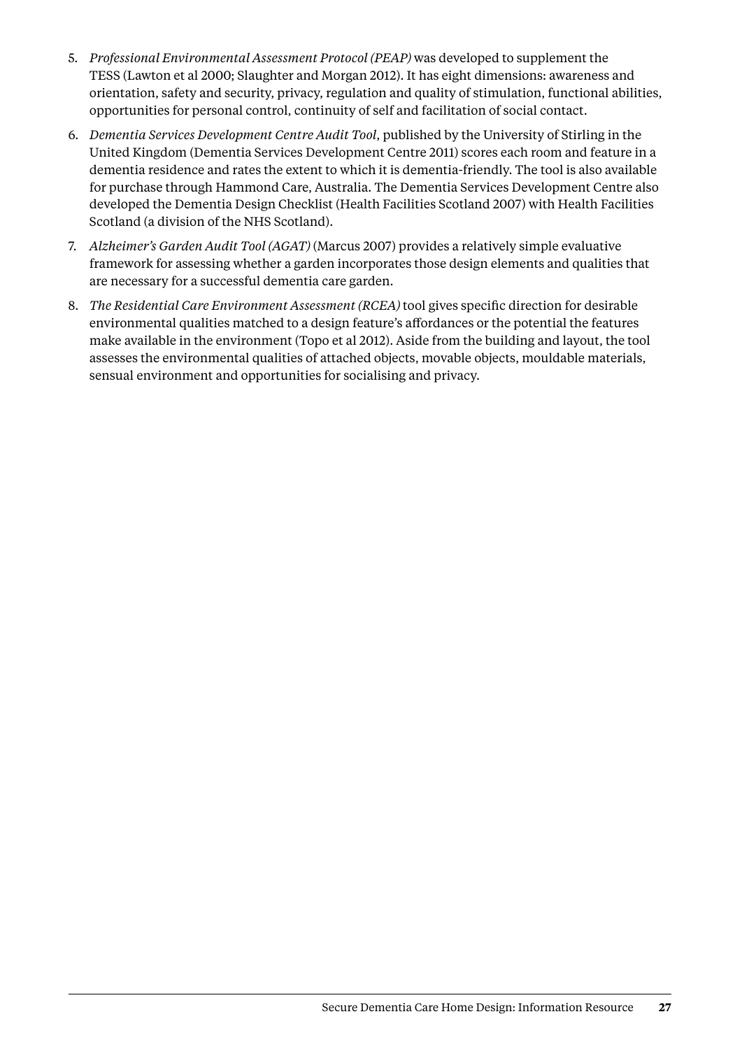5. *Professional Environmental Assessment Protocol (PEAP)* was developed to supplement the TESS (Lawton et al 2000; Slaughter and Morgan 2012). It has eight dimensions: awareness and orientation, safety and security, privacy, regulation and quality of stimulation, functional abilities, opportunities for personal control, continuity of self and facilitation of social contact.
6. *Dementia Services Development Centre Audit Tool*, published by the University of Stirling in the United Kingdom (Dementia Services Development Centre 2011) scores each room and feature in a dementia residence and rates the extent to which it is dementia-friendly. The tool is also available for purchase through Hammond Care, Australia. The Dementia Services Development Centre also developed the Dementia Design Checklist (Health Facilities Scotland 2007) with Health Facilities Scotland (a division of the NHS Scotland).
7. *Alzheimer's Garden Audit Tool (AGAT)* (Marcus 2007) provides a relatively simple evaluative framework for assessing whether a garden incorporates those design elements and qualities that are necessary for a successful dementia care garden.
8. *The Residential Care Environment Assessment (RCEA)* tool gives specific direction for desirable environmental qualities matched to a design feature's affordances or the potential the features make available in the environment (Topo et al 2012). Aside from the building and layout, the tool assesses the environmental qualities of attached objects, movable objects, mouldable materials, sensual environment and opportunities for socialising and privacy.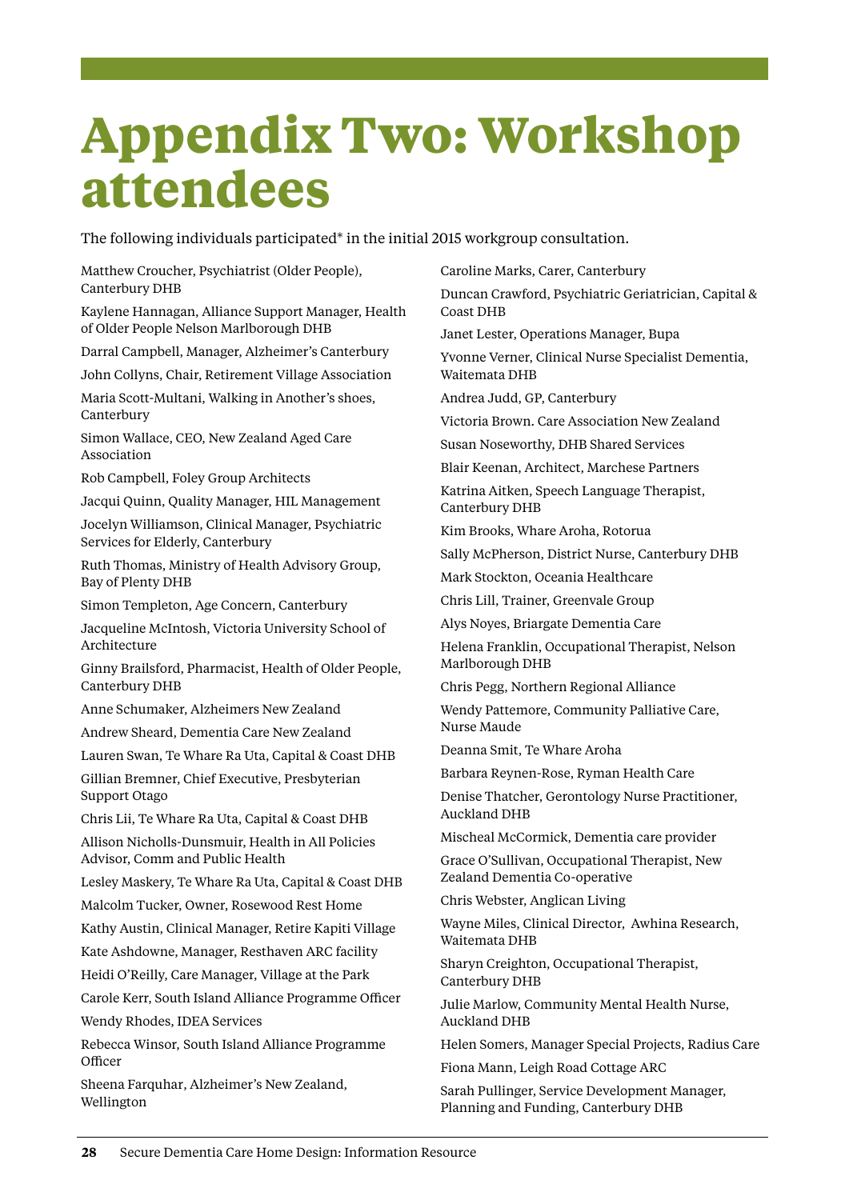# Appendix Two: Workshop attendees

The following individuals participated* in the initial 2015 workgroup consultation.

Matthew Croucher, Psychiatrist (Older People), Canterbury DHB

Kaylene Hannagan, Alliance Support Manager, Health of Older People Nelson Marlborough DHB

Darral Campbell, Manager, Alzheimer's Canterbury

John Collyns, Chair, Retirement Village Association

Maria Scott-Multani, Walking in Another's shoes, Canterbury

Simon Wallace, CEO, New Zealand Aged Care Association

Rob Campbell, Foley Group Architects

Jacqui Quinn, Quality Manager, HIL Management

Jocelyn Williamson, Clinical Manager, Psychiatric Services for Elderly, Canterbury

Ruth Thomas, Ministry of Health Advisory Group, Bay of Plenty DHB

Simon Templeton, Age Concern, Canterbury

Jacqueline McIntosh, Victoria University School of Architecture

Ginny Brailsford, Pharmacist, Health of Older People, Canterbury DHB

Anne Schumaker, Alzheimers New Zealand

Andrew Sheard, Dementia Care New Zealand

Lauren Swan, Te Whare Ra Uta, Capital & Coast DHB

Gillian Bremner, Chief Executive, Presbyterian Support Otago

Chris Lii, Te Whare Ra Uta, Capital & Coast DHB

Allison Nicholls-Dunsmuir, Health in All Policies Advisor, Comm and Public Health

Lesley Maskery, Te Whare Ra Uta, Capital & Coast DHB

Malcolm Tucker, Owner, Rosewood Rest Home

Kathy Austin, Clinical Manager, Retire Kapiti Village

Kate Ashdowne, Manager, Resthaven ARC facility

Heidi O'Reilly, Care Manager, Village at the Park

Carole Kerr, South Island Alliance Programme Officer

Wendy Rhodes, IDEA Services

Rebecca Winsor, South Island Alliance Programme Officer

Sheena Farquhar, Alzheimer's New Zealand, Wellington

Caroline Marks, Carer, Canterbury

Duncan Crawford, Psychiatric Geriatrician, Capital & Coast DHB

Janet Lester, Operations Manager, Bupa

Yvonne Verner, Clinical Nurse Specialist Dementia, Waitemata DHB

Andrea Judd, GP, Canterbury

Victoria Brown. Care Association New Zealand

Susan Noseworthy, DHB Shared Services

Blair Keenan, Architect, Marchese Partners

Katrina Aitken, Speech Language Therapist, Canterbury DHB

Kim Brooks, Whare Aroha, Rotorua

Sally McPherson, District Nurse, Canterbury DHB

Mark Stockton, Oceania Healthcare

Chris Lill, Trainer, Greenvale Group

Alys Noyes, Briargate Dementia Care

Helena Franklin, Occupational Therapist, Nelson Marlborough DHB

Chris Pegg, Northern Regional Alliance

Wendy Pattemore, Community Palliative Care, Nurse Maude

Deanna Smit, Te Whare Aroha

Barbara Reynen-Rose, Ryman Health Care

Denise Thatcher, Gerontology Nurse Practitioner, Auckland DHB

Mischeal McCormick, Dementia care provider

Grace O'Sullivan, Occupational Therapist, New Zealand Dementia Co-operative

Chris Webster, Anglican Living

Wayne Miles, Clinical Director, Awhina Research, Waitemata DHB

Sharyn Creighton, Occupational Therapist, Canterbury DHB

Julie Marlow, Community Mental Health Nurse, Auckland DHB

Helen Somers, Manager Special Projects, Radius Care

Fiona Mann, Leigh Road Cottage ARC

Sarah Pullinger, Service Development Manager, Planning and Funding, Canterbury DHB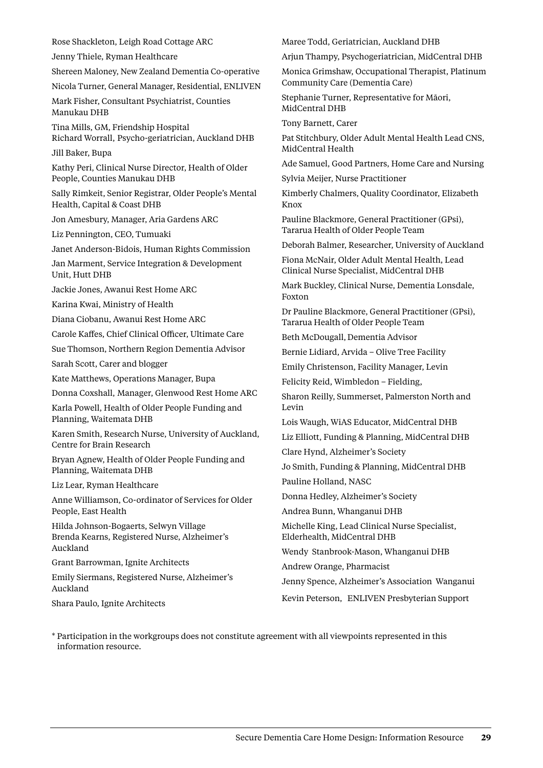Rose Shackleton, Leigh Road Cottage ARC

Jenny Thiele, Ryman Healthcare

Shereen Maloney, New Zealand Dementia Co-operative

Nicola Turner, General Manager, Residential, ENLIVEN

Mark Fisher, Consultant Psychiatrist, Counties Manukau DHB

Tina Mills, GM, Friendship Hospital

Richard Worrall, Psycho-geriatrician, Auckland DHB

Jill Baker, Bupa

Kathy Peri, Clinical Nurse Director, Health of Older People, Counties Manukau DHB

Sally Rimkeit, Senior Registrar, Older People's Mental Health, Capital & Coast DHB

Jon Amesbury, Manager, Aria Gardens ARC

Liz Pennington, CEO, Tumuaki

Janet Anderson-Bidois, Human Rights Commission

Jan Marment, Service Integration & Development Unit, Hutt DHB

Jackie Jones, Awanui Rest Home ARC

Karina Kwai, Ministry of Health

Diana Ciobanu, Awanui Rest Home ARC

Carole Kaffes, Chief Clinical Officer, Ultimate Care

Sue Thomson, Northern Region Dementia Advisor

Sarah Scott, Carer and blogger

Kate Matthews, Operations Manager, Bupa

Donna Coxshall, Manager, Glenwood Rest Home ARC

Karla Powell, Health of Older People Funding and Planning, Waitemata DHB

Karen Smith, Research Nurse, University of Auckland, Centre for Brain Research

Bryan Agnew, Health of Older People Funding and Planning, Waitemata DHB

Liz Lear, Ryman Healthcare

Anne Williamson, Co-ordinator of Services for Older People, East Health

Hilda Johnson-Bogaerts, Selwyn Village

Brenda Kearns, Registered Nurse, Alzheimer's Auckland

Grant Barrowman, Ignite Architects

Emily Siermans, Registered Nurse, Alzheimer's Auckland

Shara Paulo, Ignite Architects

Maree Todd, Geriatrician, Auckland DHB

Arjun Thampy, Psychogeriatrician, MidCentral DHB

Monica Grimshaw, Occupational Therapist, Platinum Community Care (Dementia Care)

Stephanie Turner, Representative for Māori, MidCentral DHB

Tony Barnett, Carer

Pat Stitchbury, Older Adult Mental Health Lead CNS, MidCentral Health

Ade Samuel, Good Partners, Home Care and Nursing

Sylvia Meijer, Nurse Practitioner

Kimberly Chalmers, Quality Coordinator, Elizabeth Knox

Pauline Blackmore, General Practitioner (GPsi), Tararua Health of Older People Team

Deborah Balmer, Researcher, University of Auckland

Fiona McNair, Older Adult Mental Health, Lead Clinical Nurse Specialist, MidCentral DHB

Mark Buckley, Clinical Nurse, Dementia Lonsdale, Foxton

Dr Pauline Blackmore, General Practitioner (GPsi), Tararua Health of Older People Team

Beth McDougall, Dementia Advisor

Bernie Lidiard, Arvida – Olive Tree Facility

Emily Christenson, Facility Manager, Levin

Felicity Reid, Wimbledon – Fielding,

Sharon Reilly, Summerset, Palmerston North and Levin

Lois Waugh, WiAS Educator, MidCentral DHB

Liz Elliott, Funding & Planning, MidCentral DHB

Clare Hynd, Alzheimer's Society

Jo Smith, Funding & Planning, MidCentral DHB

Pauline Holland, NASC

Donna Hedley, Alzheimer's Society

Andrea Bunn, Whanganui DHB

Michelle King, Lead Clinical Nurse Specialist, Elderhealth, MidCentral DHB

Wendy Stanbrook-Mason, Whanganui DHB

Andrew Orange, Pharmacist

Jenny Spence, Alzheimer's Association Wanganui

Kevin Peterson, ENLIVEN Presbyterian Support

\* Participation in the workgroups does not constitute agreement with all viewpoints represented in this information resource.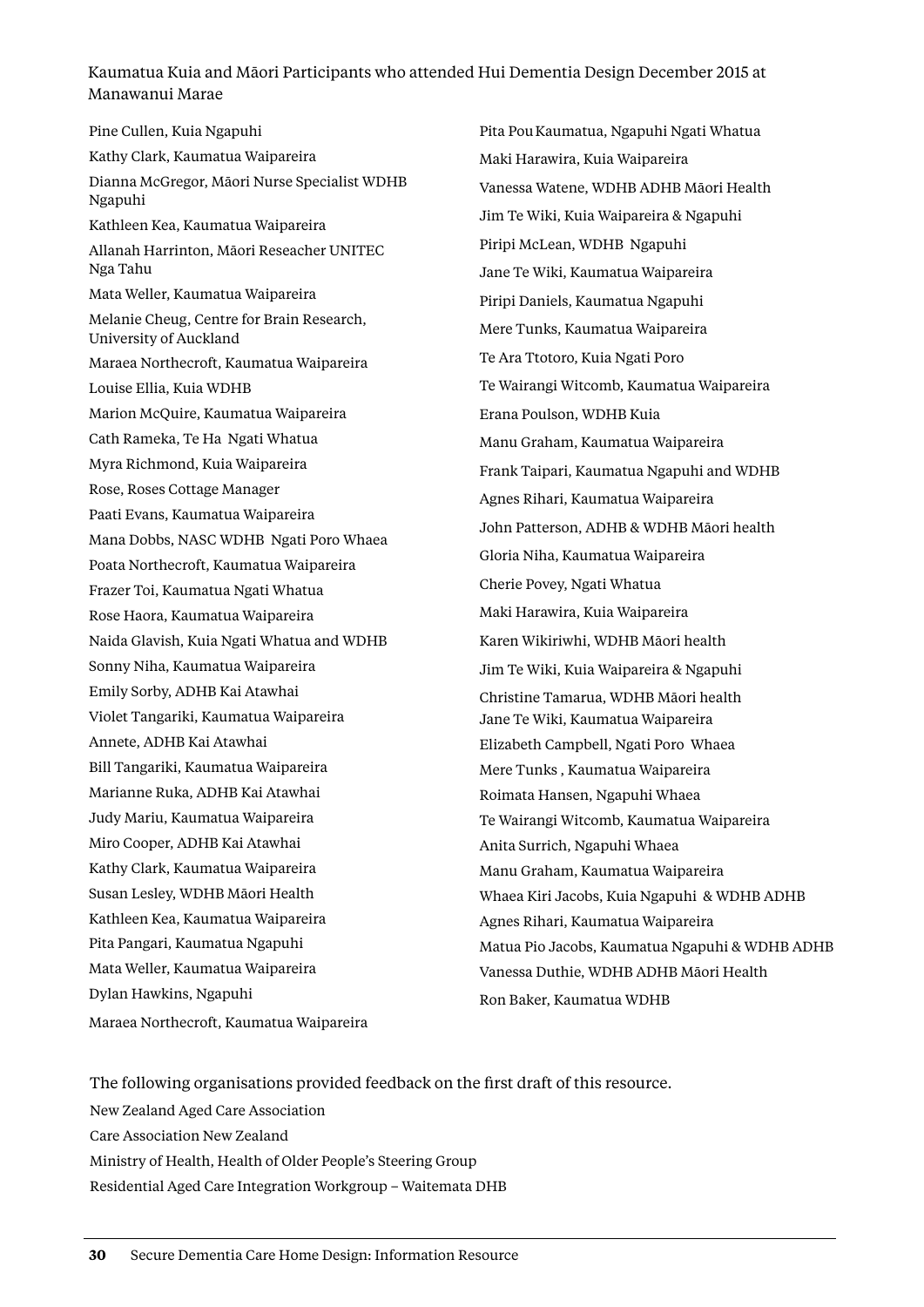Kaumatua Kuia and Māori Participants who attended Hui Dementia Design December 2015 at Manawanui Marae

Pine Cullen, Kuia Ngapuhi

Kathy Clark, Kaumatua Waipareira

Dianna McGregor, Māori Nurse Specialist WDHB Ngapuhi

Kathleen Kea, Kaumatua Waipareira

Allanah Harrinton, Māori Reseacher UNITEC Nga Tahu

Mata Weller, Kaumatua Waipareira

Melanie Cheug, Centre for Brain Research, University of Auckland

Maraea Northecroft, Kaumatua Waipareira

Louise Ellia, Kuia WDHB

Marion McQuire, Kaumatua Waipareira

Cath Rameka, Te Ha  Ngati Whatua

Myra Richmond, Kuia Waipareira

Rose, Roses Cottage Manager

Paati Evans, Kaumatua Waipareira

Mana Dobbs, NASC WDHB  Ngati Poro Whaea

Poata Northecroft, Kaumatua Waipareira

Frazer Toi, Kaumatua Ngati Whatua

Rose Haora, Kaumatua Waipareira

Naida Glavish, Kuia Ngati Whatua and WDHB

Sonny Niha, Kaumatua Waipareira

Emily Sorby, ADHB Kai Atawhai

Violet Tangariki, Kaumatua Waipareira

Annete, ADHB Kai Atawhai

Bill Tangariki, Kaumatua Waipareira

Marianne Ruka, ADHB Kai Atawhai

Judy Mariu, Kaumatua Waipareira

Miro Cooper, ADHB Kai Atawhai

Kathy Clark, Kaumatua Waipareira

Susan Lesley, WDHB Māori Health

Kathleen Kea, Kaumatua Waipareira

Pita Pangari, Kaumatua Ngapuhi

Mata Weller, Kaumatua Waipareira

Dylan Hawkins, Ngapuhi

Maraea Northecroft, Kaumatua Waipareira

Pita Pou Kaumatua, Ngapuhi Ngati Whatua

Maki Harawira, Kuia Waipareira

Vanessa Watene, WDHB ADHB Māori Health

Jim Te Wiki, Kuia Waipareira & Ngapuhi

Piripi McLean, WDHB  Ngapuhi

Jane Te Wiki, Kaumatua Waipareira

Piripi Daniels, Kaumatua Ngapuhi

Mere Tunks, Kaumatua Waipareira

Te Ara Ttotoro, Kuia Ngati Poro

Te Wairangi Witcomb, Kaumatua Waipareira

Erana Poulson, WDHB Kuia

Manu Graham, Kaumatua Waipareira

Frank Taipari, Kaumatua Ngapuhi and WDHB

Agnes Rihari, Kaumatua Waipareira

John Patterson, ADHB & WDHB Māori health

Gloria Niha, Kaumatua Waipareira

Cherie Povey, Ngati Whatua

Maki Harawira, Kuia Waipareira

Karen Wikiriwhi, WDHB Māori health

Jim Te Wiki, Kuia Waipareira & Ngapuhi

Christine Tamarua, WDHB Māori health

Jane Te Wiki, Kaumatua Waipareira

Elizabeth Campbell, Ngati Poro  Whaea

Mere Tunks , Kaumatua Waipareira

Roimata Hansen, Ngapuhi Whaea

Te Wairangi Witcomb, Kaumatua Waipareira

Anita Surrich, Ngapuhi Whaea

Manu Graham, Kaumatua Waipareira

Whaea Kiri Jacobs, Kuia Ngapuhi  & WDHB ADHB

Agnes Rihari, Kaumatua Waipareira

Matua Pio Jacobs, Kaumatua Ngapuhi & WDHB ADHB

Vanessa Duthie, WDHB ADHB Māori Health

Ron Baker, Kaumatua WDHB

The following organisations provided feedback on the first draft of this resource.

New Zealand Aged Care Association

Care Association New Zealand

Ministry of Health, Health of Older People's Steering Group

Residential Aged Care Integration Workgroup – Waitemata DHB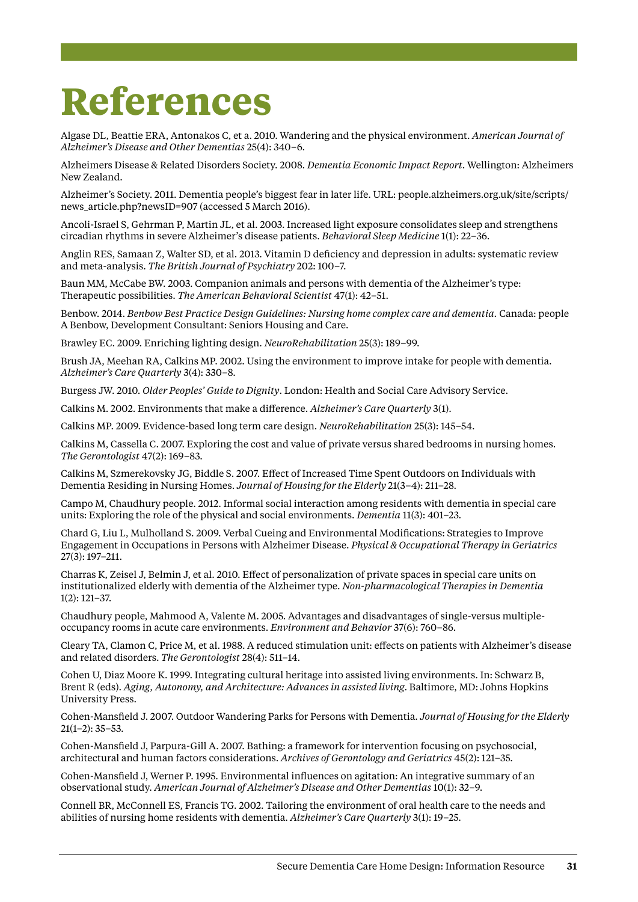# References

Algase DL, Beattie ERA, Antonakos C, et a. 2010. Wandering and the physical environment. *American Journal of Alzheimer's Disease and Other Dementias* 25(4): 340–6.

Alzheimers Disease & Related Disorders Society. 2008. *Dementia Economic Impact Report*. Wellington: Alzheimers New Zealand.

Alzheimer's Society. 2011. Dementia people's biggest fear in later life. URL: people.alzheimers.org.uk/site/scripts/news_article.php?newsID=907 (accessed 5 March 2016).

Ancoli-Israel S, Gehrman P, Martin JL, et al. 2003. Increased light exposure consolidates sleep and strengthens circadian rhythms in severe Alzheimer's disease patients. *Behavioral Sleep Medicine* 1(1): 22–36.

Anglin RES, Samaan Z, Walter SD, et al. 2013. Vitamin D deficiency and depression in adults: systematic review and meta-analysis. *The British Journal of Psychiatry* 202: 100–7.

Baun MM, McCabe BW. 2003. Companion animals and persons with dementia of the Alzheimer's type: Therapeutic possibilities. *The American Behavioral Scientist* 47(1): 42–51.

Benbow. 2014. *Benbow Best Practice Design Guidelines: Nursing home complex care and dementia*. Canada: people A Benbow, Development Consultant: Seniors Housing and Care.

Brawley EC. 2009. Enriching lighting design. *NeuroRehabilitation* 25(3): 189–99.

Brush JA, Meehan RA, Calkins MP. 2002. Using the environment to improve intake for people with dementia. *Alzheimer's Care Quarterly* 3(4): 330–8.

Burgess JW. 2010. *Older Peoples' Guide to Dignity*. London: Health and Social Care Advisory Service.

Calkins M. 2002. Environments that make a difference. *Alzheimer's Care Quarterly* 3(1).

Calkins MP. 2009. Evidence-based long term care design. *NeuroRehabilitation* 25(3): 145–54.

Calkins M, Cassella C. 2007. Exploring the cost and value of private versus shared bedrooms in nursing homes. *The Gerontologist* 47(2): 169–83.

Calkins M, Szmerekovsky JG, Biddle S. 2007. Effect of Increased Time Spent Outdoors on Individuals with Dementia Residing in Nursing Homes. *Journal of Housing for the Elderly* 21(3–4): 211–28.

Campo M, Chaudhury people. 2012. Informal social interaction among residents with dementia in special care units: Exploring the role of the physical and social environments. *Dementia* 11(3): 401–23.

Chard G, Liu L, Mulholland S. 2009. Verbal Cueing and Environmental Modifications: Strategies to Improve Engagement in Occupations in Persons with Alzheimer Disease. *Physical & Occupational Therapy in Geriatrics* 27(3): 197–211.

Charras K, Zeisel J, Belmin J, et al. 2010. Effect of personalization of private spaces in special care units on institutionalized elderly with dementia of the Alzheimer type. *Non-pharmacological Therapies in Dementia* 1(2): 121–37.

Chaudhury people, Mahmood A, Valente M. 2005. Advantages and disadvantages of single-versus multiple-occupancy rooms in acute care environments. *Environment and Behavior* 37(6): 760–86.

Cleary TA, Clamon C, Price M, et al. 1988. A reduced stimulation unit: effects on patients with Alzheimer's disease and related disorders. *The Gerontologist* 28(4): 511–14.

Cohen U, Diaz Moore K. 1999. Integrating cultural heritage into assisted living environments. In: Schwarz B, Brent R (eds). *Aging, Autonomy, and Architecture: Advances in assisted living*. Baltimore, MD: Johns Hopkins University Press.

Cohen-Mansfield J. 2007. Outdoor Wandering Parks for Persons with Dementia. *Journal of Housing for the Elderly* 21(1–2): 35–53.

Cohen-Mansfield J, Parpura-Gill A. 2007. Bathing: a framework for intervention focusing on psychosocial, architectural and human factors considerations. *Archives of Gerontology and Geriatrics* 45(2): 121–35.

Cohen-Mansfield J, Werner P. 1995. Environmental influences on agitation: An integrative summary of an observational study. *American Journal of Alzheimer's Disease and Other Dementias* 10(1): 32–9.

Connell BR, McConnell ES, Francis TG. 2002. Tailoring the environment of oral health care to the needs and abilities of nursing home residents with dementia. *Alzheimer's Care Quarterly* 3(1): 19–25.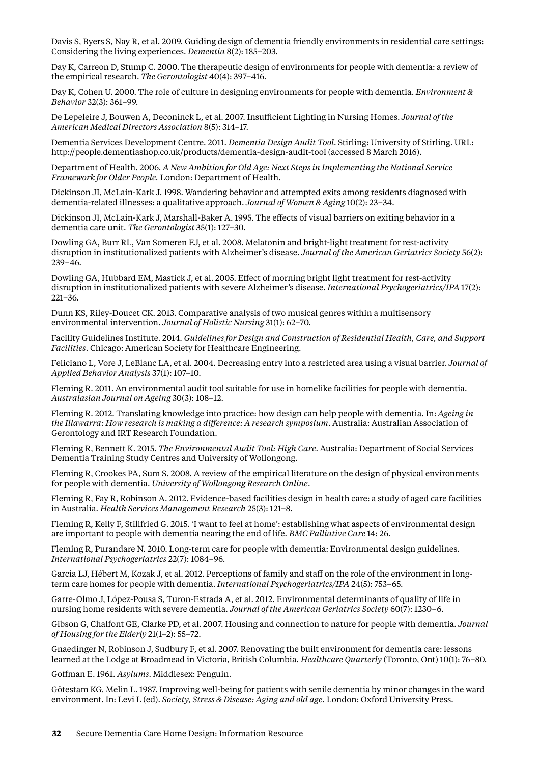Davis S, Byers S, Nay R, et al. 2009. Guiding design of dementia friendly environments in residential care settings: Considering the living experiences. *Dementia* 8(2): 185–203.

Day K, Carreon D, Stump C. 2000. The therapeutic design of environments for people with dementia: a review of the empirical research. *The Gerontologist* 40(4): 397–416.

Day K, Cohen U. 2000. The role of culture in designing environments for people with dementia. *Environment & Behavior* 32(3): 361–99.

De Lepeleire J, Bouwen A, Deconinck L, et al. 2007. Insufficient Lighting in Nursing Homes. *Journal of the American Medical Directors Association* 8(5): 314–17.

Dementia Services Development Centre. 2011. *Dementia Design Audit Tool*. Stirling: University of Stirling. URL: http://people.dementiashop.co.uk/products/dementia-design-audit-tool (accessed 8 March 2016).

Department of Health. 2006. *A New Ambition for Old Age: Next Steps in Implementing the National Service Framework for Older People.* London: Department of Health.

Dickinson JI, McLain-Kark J. 1998. Wandering behavior and attempted exits among residents diagnosed with dementia-related illnesses: a qualitative approach. *Journal of Women & Aging* 10(2): 23–34.

Dickinson JI, McLain-Kark J, Marshall-Baker A. 1995. The effects of visual barriers on exiting behavior in a dementia care unit. *The Gerontologist* 35(1): 127–30.

Dowling GA, Burr RL, Van Someren EJ, et al. 2008. Melatonin and bright-light treatment for rest-activity disruption in institutionalized patients with Alzheimer's disease. *Journal of the American Geriatrics Society* 56(2): 239–46.

Dowling GA, Hubbard EM, Mastick J, et al. 2005. Effect of morning bright light treatment for rest-activity disruption in institutionalized patients with severe Alzheimer's disease. *International Psychogeriatrics/IPA* 17(2): 221–36.

Dunn KS, Riley-Doucet CK. 2013. Comparative analysis of two musical genres within a multisensory environmental intervention. *Journal of Holistic Nursing* 31(1): 62–70.

Facility Guidelines Institute. 2014. *Guidelines for Design and Construction of Residential Health, Care, and Support Facilities*. Chicago: American Society for Healthcare Engineering.

Feliciano L, Vore J, LeBlanc LA, et al. 2004. Decreasing entry into a restricted area using a visual barrier. *Journal of Applied Behavior Analysis* 37(1): 107–10.

Fleming R. 2011. An environmental audit tool suitable for use in homelike facilities for people with dementia. *Australasian Journal on Ageing* 30(3): 108–12.

Fleming R. 2012. Translating knowledge into practice: how design can help people with dementia. In: *Ageing in the Illawarra: How research is making a difference: A research symposium*. Australia: Australian Association of Gerontology and IRT Research Foundation.

Fleming R, Bennett K. 2015. *The Environmental Audit Tool: High Care*. Australia: Department of Social Services Dementia Training Study Centres and University of Wollongong.

Fleming R, Crookes PA, Sum S. 2008. A review of the empirical literature on the design of physical environments for people with dementia. *University of Wollongong Research Online*.

Fleming R, Fay R, Robinson A. 2012. Evidence-based facilities design in health care: a study of aged care facilities in Australia. *Health Services Management Research* 25(3): 121–8.

Fleming R, Kelly F, Stillfried G. 2015. 'I want to feel at home': establishing what aspects of environmental design are important to people with dementia nearing the end of life. *BMC Palliative Care* 14: 26.

Fleming R, Purandare N. 2010. Long-term care for people with dementia: Environmental design guidelines. *International Psychogeriatrics* 22(7): 1084–96.

Garcia LJ, Hébert M, Kozak J, et al. 2012. Perceptions of family and staff on the role of the environment in long-term care homes for people with dementia. *International Psychogeriatrics/IPA* 24(5): 753–65.

Garre-Olmo J, López-Pousa S, Turon-Estrada A, et al. 2012. Environmental determinants of quality of life in nursing home residents with severe dementia. *Journal of the American Geriatrics Society* 60(7): 1230–6.

Gibson G, Chalfont GE, Clarke PD, et al. 2007. Housing and connection to nature for people with dementia. *Journal of Housing for the Elderly* 21(1–2): 55–72.

Gnaedinger N, Robinson J, Sudbury F, et al. 2007. Renovating the built environment for dementia care: lessons learned at the Lodge at Broadmead in Victoria, British Columbia. *Healthcare Quarterly* (Toronto, Ont) 10(1): 76–80.

Goffman E. 1961. *Asylums*. Middlesex: Penguin.

Götestam KG, Melin L. 1987. Improving well-being for patients with senile dementia by minor changes in the ward environment. In: Levi L (ed). *Society, Stress & Disease: Aging and old age*. London: Oxford University Press.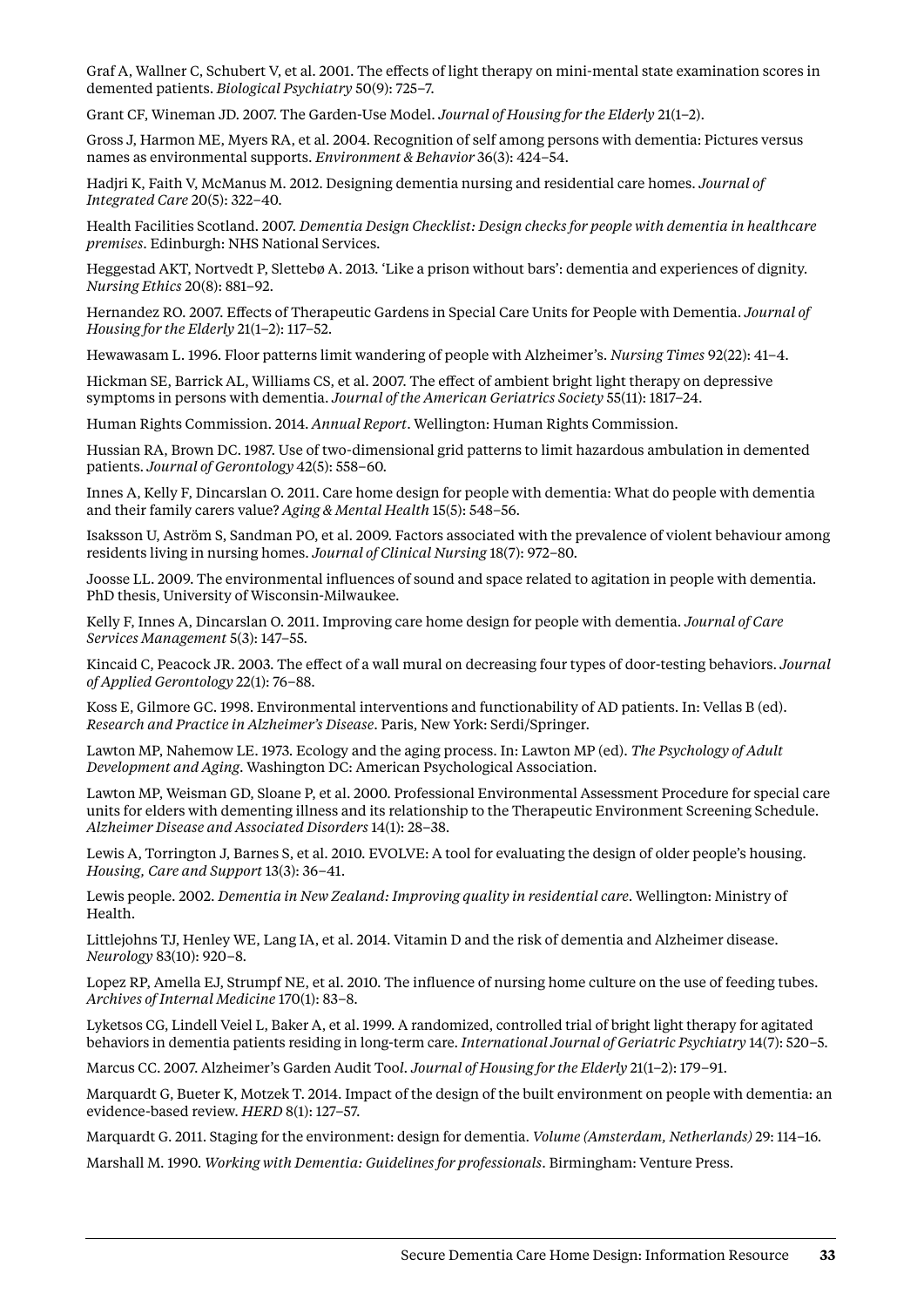Graf A, Wallner C, Schubert V, et al. 2001. The effects of light therapy on mini-mental state examination scores in demented patients. *Biological Psychiatry* 50(9): 725–7.

Grant CF, Wineman JD. 2007. The Garden-Use Model. *Journal of Housing for the Elderly* 21(1–2).

Gross J, Harmon ME, Myers RA, et al. 2004. Recognition of self among persons with dementia: Pictures versus names as environmental supports. *Environment & Behavior* 36(3): 424–54.

Hadjri K, Faith V, McManus M. 2012. Designing dementia nursing and residential care homes. *Journal of Integrated Care* 20(5): 322–40.

Health Facilities Scotland. 2007. *Dementia Design Checklist: Design checks for people with dementia in healthcare premises*. Edinburgh: NHS National Services.

Heggestad AKT, Nortvedt P, Slettebø A. 2013. 'Like a prison without bars': dementia and experiences of dignity. *Nursing Ethics* 20(8): 881–92.

Hernandez RO. 2007. Effects of Therapeutic Gardens in Special Care Units for People with Dementia. *Journal of Housing for the Elderly* 21(1–2): 117–52.

Hewawasam L. 1996. Floor patterns limit wandering of people with Alzheimer's. *Nursing Times* 92(22): 41–4.

Hickman SE, Barrick AL, Williams CS, et al. 2007. The effect of ambient bright light therapy on depressive symptoms in persons with dementia. *Journal of the American Geriatrics Society* 55(11): 1817–24.

Human Rights Commission. 2014. *Annual Report*. Wellington: Human Rights Commission.

Hussian RA, Brown DC. 1987. Use of two-dimensional grid patterns to limit hazardous ambulation in demented patients. *Journal of Gerontology* 42(5): 558–60.

Innes A, Kelly F, Dincarslan O. 2011. Care home design for people with dementia: What do people with dementia and their family carers value? *Aging & Mental Health* 15(5): 548–56.

Isaksson U, Aström S, Sandman PO, et al. 2009. Factors associated with the prevalence of violent behaviour among residents living in nursing homes. *Journal of Clinical Nursing* 18(7): 972–80.

Joosse LL. 2009. The environmental influences of sound and space related to agitation in people with dementia. PhD thesis, University of Wisconsin-Milwaukee.

Kelly F, Innes A, Dincarslan O. 2011. Improving care home design for people with dementia. *Journal of Care Services Management* 5(3): 147–55.

Kincaid C, Peacock JR. 2003. The effect of a wall mural on decreasing four types of door-testing behaviors. *Journal of Applied Gerontology* 22(1): 76–88.

Koss E, Gilmore GC. 1998. Environmental interventions and functionability of AD patients. In: Vellas B (ed). *Research and Practice in Alzheimer's Disease*. Paris, New York: Serdi/Springer.

Lawton MP, Nahemow LE. 1973. Ecology and the aging process. In: Lawton MP (ed). *The Psychology of Adult Development and Aging*. Washington DC: American Psychological Association.

Lawton MP, Weisman GD, Sloane P, et al. 2000. Professional Environmental Assessment Procedure for special care units for elders with dementing illness and its relationship to the Therapeutic Environment Screening Schedule. *Alzheimer Disease and Associated Disorders* 14(1): 28–38.

Lewis A, Torrington J, Barnes S, et al. 2010. EVOLVE: A tool for evaluating the design of older people's housing. *Housing, Care and Support* 13(3): 36–41.

Lewis people. 2002. *Dementia in New Zealand: Improving quality in residential care*. Wellington: Ministry of Health.

Littlejohns TJ, Henley WE, Lang IA, et al. 2014. Vitamin D and the risk of dementia and Alzheimer disease. *Neurology* 83(10): 920–8.

Lopez RP, Amella EJ, Strumpf NE, et al. 2010. The influence of nursing home culture on the use of feeding tubes. *Archives of Internal Medicine* 170(1): 83–8.

Lyketsos CG, Lindell Veiel L, Baker A, et al. 1999. A randomized, controlled trial of bright light therapy for agitated behaviors in dementia patients residing in long-term care. *International Journal of Geriatric Psychiatry* 14(7): 520–5.

Marcus CC. 2007. Alzheimer's Garden Audit Tool. *Journal of Housing for the Elderly* 21(1–2): 179–91.

Marquardt G, Bueter K, Motzek T. 2014. Impact of the design of the built environment on people with dementia: an evidence-based review. *HERD* 8(1): 127–57.

Marquardt G. 2011. Staging for the environment: design for dementia. *Volume (Amsterdam, Netherlands)* 29: 114–16.

Marshall M. 1990. *Working with Dementia: Guidelines for professionals*. Birmingham: Venture Press.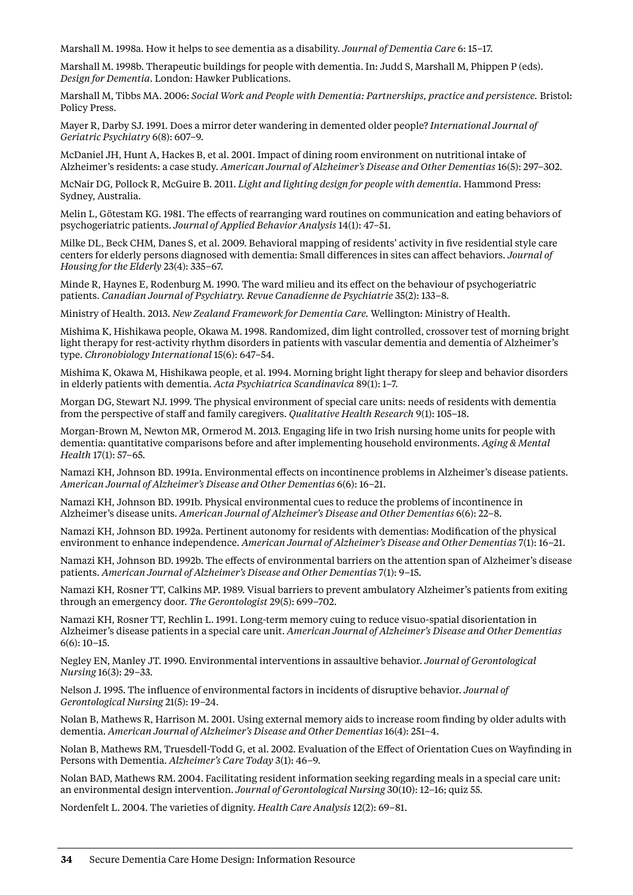Marshall M. 1998a. How it helps to see dementia as a disability. *Journal of Dementia Care* 6: 15–17.

Marshall M. 1998b. Therapeutic buildings for people with dementia. In: Judd S, Marshall M, Phippen P (eds). *Design for Dementia*. London: Hawker Publications.

Marshall M, Tibbs MA. 2006: *Social Work and People with Dementia: Partnerships, practice and persistence.* Bristol: Policy Press.

Mayer R, Darby SJ. 1991. Does a mirror deter wandering in demented older people? *International Journal of Geriatric Psychiatry* 6(8): 607–9.

McDaniel JH, Hunt A, Hackes B, et al. 2001. Impact of dining room environment on nutritional intake of Alzheimer's residents: a case study. *American Journal of Alzheimer's Disease and Other Dementias* 16(5): 297–302.

McNair DG, Pollock R, McGuire B. 2011. *Light and lighting design for people with dementia.* Hammond Press: Sydney, Australia.

Melin L, Götestam KG. 1981. The effects of rearranging ward routines on communication and eating behaviors of psychogeriatric patients. *Journal of Applied Behavior Analysis* 14(1): 47–51.

Milke DL, Beck CHM, Danes S, et al. 2009. Behavioral mapping of residents' activity in five residential style care centers for elderly persons diagnosed with dementia: Small differences in sites can affect behaviors. *Journal of Housing for the Elderly* 23(4): 335–67.

Minde R, Haynes E, Rodenburg M. 1990. The ward milieu and its effect on the behaviour of psychogeriatric patients. *Canadian Journal of Psychiatry. Revue Canadienne de Psychiatrie* 35(2): 133–8.

Ministry of Health. 2013. *New Zealand Framework for Dementia Care.* Wellington: Ministry of Health.

Mishima K, Hishikawa people, Okawa M. 1998. Randomized, dim light controlled, crossover test of morning bright light therapy for rest-activity rhythm disorders in patients with vascular dementia and dementia of Alzheimer's type. *Chronobiology International* 15(6): 647–54.

Mishima K, Okawa M, Hishikawa people, et al. 1994. Morning bright light therapy for sleep and behavior disorders in elderly patients with dementia. *Acta Psychiatrica Scandinavica* 89(1): 1–7.

Morgan DG, Stewart NJ. 1999. The physical environment of special care units: needs of residents with dementia from the perspective of staff and family caregivers. *Qualitative Health Research* 9(1): 105–18.

Morgan-Brown M, Newton MR, Ormerod M. 2013. Engaging life in two Irish nursing home units for people with dementia: quantitative comparisons before and after implementing household environments. *Aging & Mental Health* 17(1): 57–65.

Namazi KH, Johnson BD. 1991a. Environmental effects on incontinence problems in Alzheimer's disease patients. *American Journal of Alzheimer's Disease and Other Dementias* 6(6): 16–21.

Namazi KH, Johnson BD. 1991b. Physical environmental cues to reduce the problems of incontinence in Alzheimer's disease units. *American Journal of Alzheimer's Disease and Other Dementias* 6(6): 22–8.

Namazi KH, Johnson BD. 1992a. Pertinent autonomy for residents with dementias: Modification of the physical environment to enhance independence. *American Journal of Alzheimer's Disease and Other Dementias* 7(1): 16–21.

Namazi KH, Johnson BD. 1992b. The effects of environmental barriers on the attention span of Alzheimer's disease patients. *American Journal of Alzheimer's Disease and Other Dementias* 7(1): 9–15.

Namazi KH, Rosner TT, Calkins MP. 1989. Visual barriers to prevent ambulatory Alzheimer's patients from exiting through an emergency door. *The Gerontologist* 29(5): 699–702.

Namazi KH, Rosner TT, Rechlin L. 1991. Long-term memory cuing to reduce visuo-spatial disorientation in Alzheimer's disease patients in a special care unit. *American Journal of Alzheimer's Disease and Other Dementias* 6(6): 10–15.

Negley EN, Manley JT. 1990. Environmental interventions in assaultive behavior. *Journal of Gerontological Nursing* 16(3): 29–33.

Nelson J. 1995. The influence of environmental factors in incidents of disruptive behavior. *Journal of Gerontological Nursing* 21(5): 19–24.

Nolan B, Mathews R, Harrison M. 2001. Using external memory aids to increase room finding by older adults with dementia. *American Journal of Alzheimer's Disease and Other Dementias* 16(4): 251–4.

Nolan B, Mathews RM, Truesdell-Todd G, et al. 2002. Evaluation of the Effect of Orientation Cues on Wayfinding in Persons with Dementia. *Alzheimer's Care Today* 3(1): 46–9.

Nolan BAD, Mathews RM. 2004. Facilitating resident information seeking regarding meals in a special care unit: an environmental design intervention. *Journal of Gerontological Nursing* 30(10): 12–16; quiz 55.

Nordenfelt L. 2004. The varieties of dignity. *Health Care Analysis* 12(2): 69–81.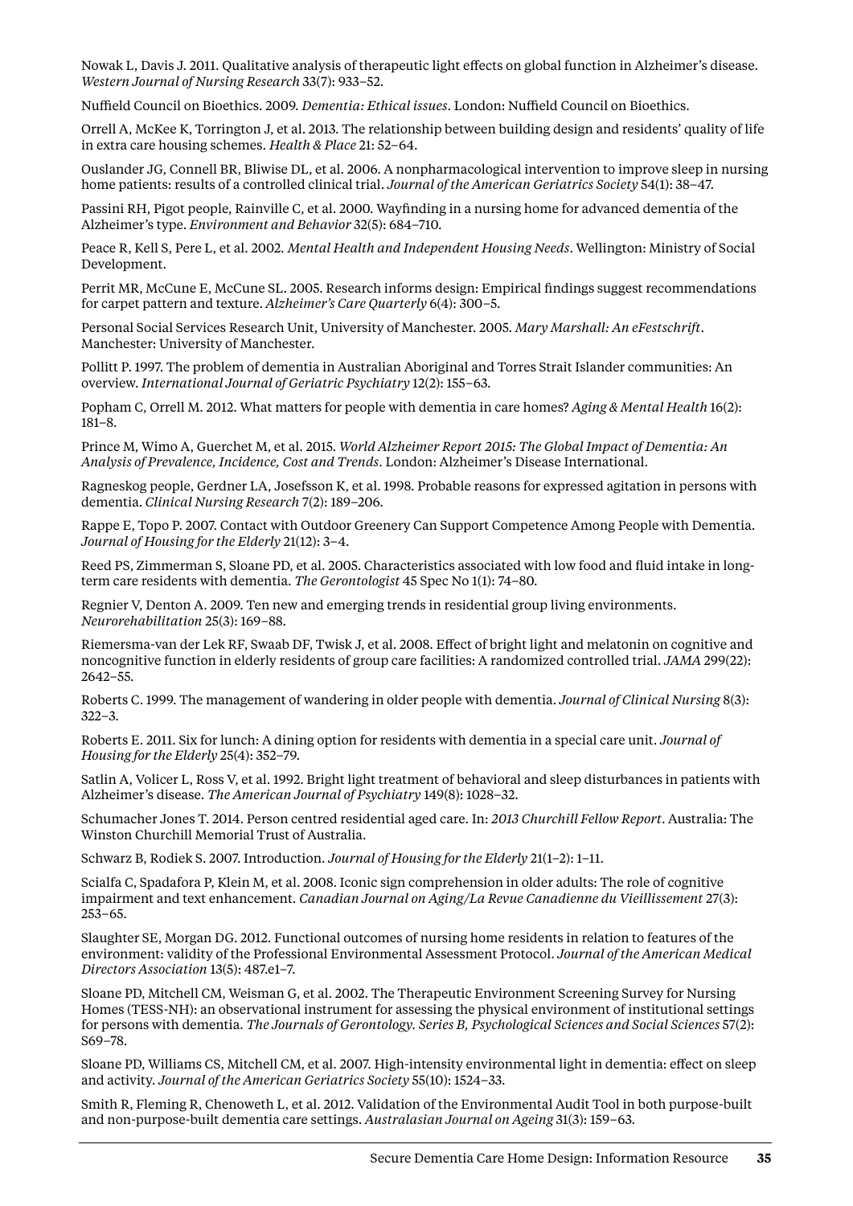Nowak L, Davis J. 2011. Qualitative analysis of therapeutic light effects on global function in Alzheimer's disease. *Western Journal of Nursing Research* 33(7): 933–52.

Nuffield Council on Bioethics. 2009. *Dementia: Ethical issues*. London: Nuffield Council on Bioethics.

Orrell A, McKee K, Torrington J, et al. 2013. The relationship between building design and residents' quality of life in extra care housing schemes. *Health & Place* 21: 52–64.

Ouslander JG, Connell BR, Bliwise DL, et al. 2006. A nonpharmacological intervention to improve sleep in nursing home patients: results of a controlled clinical trial. *Journal of the American Geriatrics Society* 54(1): 38–47.

Passini RH, Pigot people, Rainville C, et al. 2000. Wayfinding in a nursing home for advanced dementia of the Alzheimer's type. *Environment and Behavior* 32(5): 684–710.

Peace R, Kell S, Pere L, et al. 2002. *Mental Health and Independent Housing Needs*. Wellington: Ministry of Social Development.

Perrit MR, McCune E, McCune SL. 2005. Research informs design: Empirical findings suggest recommendations for carpet pattern and texture. *Alzheimer's Care Quarterly* 6(4): 300–5.

Personal Social Services Research Unit, University of Manchester. 2005. *Mary Marshall: An eFestschrift*. Manchester: University of Manchester.

Pollitt P. 1997. The problem of dementia in Australian Aboriginal and Torres Strait Islander communities: An overview. *International Journal of Geriatric Psychiatry* 12(2): 155–63.

Popham C, Orrell M. 2012. What matters for people with dementia in care homes? *Aging & Mental Health* 16(2): 181–8.

Prince M, Wimo A, Guerchet M, et al. 2015. *World Alzheimer Report 2015: The Global Impact of Dementia: An Analysis of Prevalence, Incidence, Cost and Trends*. London: Alzheimer's Disease International.

Ragneskog people, Gerdner LA, Josefsson K, et al. 1998. Probable reasons for expressed agitation in persons with dementia. *Clinical Nursing Research* 7(2): 189–206.

Rappe E, Topo P. 2007. Contact with Outdoor Greenery Can Support Competence Among People with Dementia. *Journal of Housing for the Elderly* 21(12): 3–4.

Reed PS, Zimmerman S, Sloane PD, et al. 2005. Characteristics associated with low food and fluid intake in long-term care residents with dementia. *The Gerontologist* 45 Spec No 1(1): 74–80.

Regnier V, Denton A. 2009. Ten new and emerging trends in residential group living environments. *Neurorehabilitation* 25(3): 169–88.

Riemersma-van der Lek RF, Swaab DF, Twisk J, et al. 2008. Effect of bright light and melatonin on cognitive and noncognitive function in elderly residents of group care facilities: A randomized controlled trial. *JAMA* 299(22): 2642–55.

Roberts C. 1999. The management of wandering in older people with dementia. *Journal of Clinical Nursing* 8(3): 322–3.

Roberts E. 2011. Six for lunch: A dining option for residents with dementia in a special care unit. *Journal of Housing for the Elderly* 25(4): 352–79.

Satlin A, Volicer L, Ross V, et al. 1992. Bright light treatment of behavioral and sleep disturbances in patients with Alzheimer's disease. *The American Journal of Psychiatry* 149(8): 1028–32.

Schumacher Jones T. 2014. Person centred residential aged care. In: *2013 Churchill Fellow Report*. Australia: The Winston Churchill Memorial Trust of Australia.

Schwarz B, Rodiek S. 2007. Introduction. *Journal of Housing for the Elderly* 21(1–2): 1–11.

Scialfa C, Spadafora P, Klein M, et al. 2008. Iconic sign comprehension in older adults: The role of cognitive impairment and text enhancement. *Canadian Journal on Aging/La Revue Canadienne du Vieillissement* 27(3): 253–65.

Slaughter SE, Morgan DG. 2012. Functional outcomes of nursing home residents in relation to features of the environment: validity of the Professional Environmental Assessment Protocol. *Journal of the American Medical Directors Association* 13(5): 487.e1–7.

Sloane PD, Mitchell CM, Weisman G, et al. 2002. The Therapeutic Environment Screening Survey for Nursing Homes (TESS-NH): an observational instrument for assessing the physical environment of institutional settings for persons with dementia. *The Journals of Gerontology. Series B, Psychological Sciences and Social Sciences* 57(2): S69–78.

Sloane PD, Williams CS, Mitchell CM, et al. 2007. High-intensity environmental light in dementia: effect on sleep and activity. *Journal of the American Geriatrics Society* 55(10): 1524–33.

Smith R, Fleming R, Chenoweth L, et al. 2012. Validation of the Environmental Audit Tool in both purpose-built and non-purpose-built dementia care settings. *Australasian Journal on Ageing* 31(3): 159–63.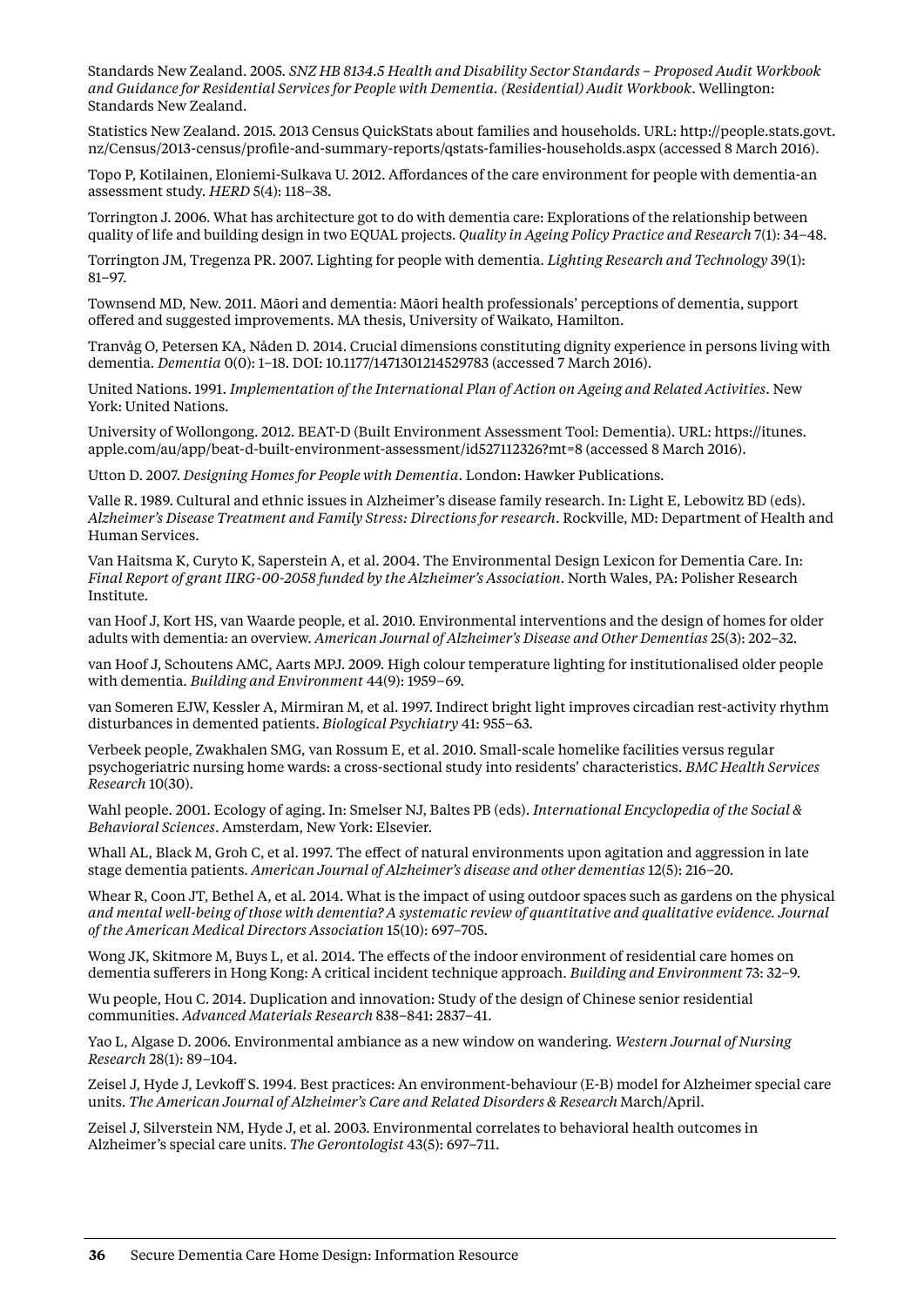Standards New Zealand. 2005. *SNZ HB 8134.5 Health and Disability Sector Standards – Proposed Audit Workbook and Guidance for Residential Services for People with Dementia. (Residential) Audit Workbook*. Wellington: Standards New Zealand.

Statistics New Zealand. 2015. 2013 Census QuickStats about families and households. URL: http://people.stats.govt.nz/Census/2013-census/profile-and-summary-reports/qstats-families-households.aspx (accessed 8 March 2016).

Topo P, Kotilainen, Eloniemi-Sulkava U. 2012. Affordances of the care environment for people with dementia-an assessment study. *HERD* 5(4): 118–38.

Torrington J. 2006. What has architecture got to do with dementia care: Explorations of the relationship between quality of life and building design in two EQUAL projects. *Quality in Ageing Policy Practice and Research* 7(1): 34–48.

Torrington JM, Tregenza PR. 2007. Lighting for people with dementia. *Lighting Research and Technology* 39(1): 81–97.

Townsend MD, New. 2011. Māori and dementia: Māori health professionals' perceptions of dementia, support offered and suggested improvements. MA thesis, University of Waikato, Hamilton.

Tranvåg O, Petersen KA, Nåden D. 2014. Crucial dimensions constituting dignity experience in persons living with dementia. *Dementia* 0(0): 1–18. DOI: 10.1177/1471301214529783 (accessed 7 March 2016).

United Nations. 1991. *Implementation of the International Plan of Action on Ageing and Related Activities*. New York: United Nations.

University of Wollongong. 2012. BEAT-D (Built Environment Assessment Tool: Dementia). URL: https://itunes.apple.com/au/app/beat-d-built-environment-assessment/id527112326?mt=8 (accessed 8 March 2016).

Utton D. 2007. *Designing Homes for People with Dementia*. London: Hawker Publications.

Valle R. 1989. Cultural and ethnic issues in Alzheimer's disease family research. In: Light E, Lebowitz BD (eds). *Alzheimer's Disease Treatment and Family Stress: Directions for research*. Rockville, MD: Department of Health and Human Services.

Van Haitsma K, Curyto K, Saperstein A, et al. 2004. The Environmental Design Lexicon for Dementia Care. In: *Final Report of grant IIRG-00-2058 funded by the Alzheimer's Association*. North Wales, PA: Polisher Research Institute.

van Hoof J, Kort HS, van Waarde people, et al. 2010. Environmental interventions and the design of homes for older adults with dementia: an overview. *American Journal of Alzheimer's Disease and Other Dementias* 25(3): 202–32.

van Hoof J, Schoutens AMC, Aarts MPJ. 2009. High colour temperature lighting for institutionalised older people with dementia. *Building and Environment* 44(9): 1959–69.

van Someren EJW, Kessler A, Mirmiran M, et al. 1997. Indirect bright light improves circadian rest-activity rhythm disturbances in demented patients. *Biological Psychiatry* 41: 955–63.

Verbeek people, Zwakhalen SMG, van Rossum E, et al. 2010. Small-scale homelike facilities versus regular psychogeriatric nursing home wards: a cross-sectional study into residents' characteristics. *BMC Health Services Research* 10(30).

Wahl people. 2001. Ecology of aging. In: Smelser NJ, Baltes PB (eds). *International Encyclopedia of the Social & Behavioral Sciences*. Amsterdam, New York: Elsevier.

Whall AL, Black M, Groh C, et al. 1997. The effect of natural environments upon agitation and aggression in late stage dementia patients. *American Journal of Alzheimer's disease and other dementias* 12(5): 216–20.

Whear R, Coon JT, Bethel A, et al. 2014. What is the impact of using outdoor spaces such as gardens on the physical *and mental well-being of those with dementia? A systematic review of quantitative and qualitative evidence. Journal of the American Medical Directors Association* 15(10): 697–705.

Wong JK, Skitmore M, Buys L, et al. 2014. The effects of the indoor environment of residential care homes on dementia sufferers in Hong Kong: A critical incident technique approach. *Building and Environment* 73: 32–9.

Wu people, Hou C. 2014. Duplication and innovation: Study of the design of Chinese senior residential communities. *Advanced Materials Research* 838–841: 2837–41.

Yao L, Algase D. 2006. Environmental ambiance as a new window on wandering. *Western Journal of Nursing Research* 28(1): 89–104.

Zeisel J, Hyde J, Levkoff S. 1994. Best practices: An environment-behaviour (E-B) model for Alzheimer special care units. *The American Journal of Alzheimer's Care and Related Disorders & Research* March/April.

Zeisel J, Silverstein NM, Hyde J, et al. 2003. Environmental correlates to behavioral health outcomes in Alzheimer's special care units. *The Gerontologist* 43(5): 697–711.